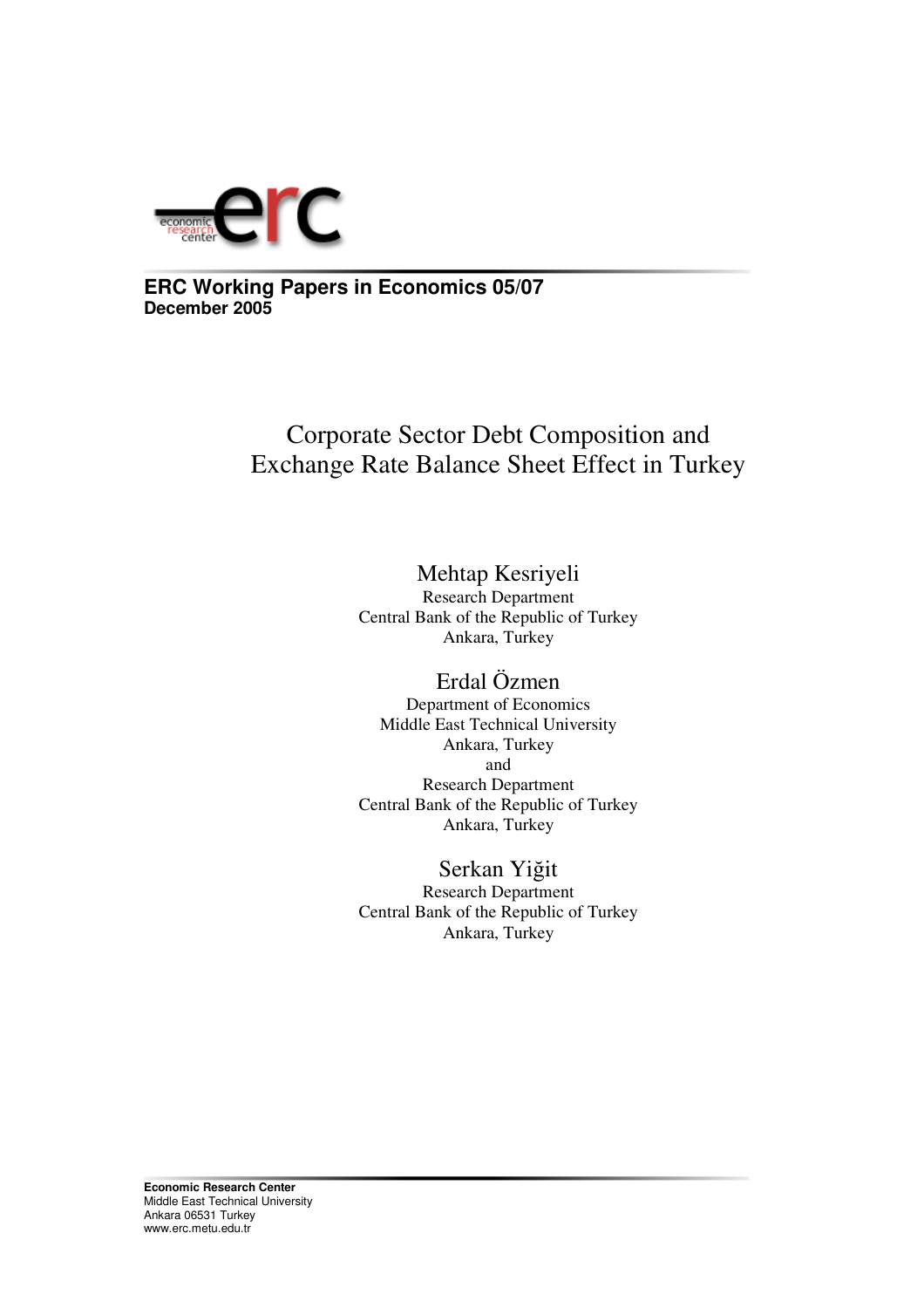**ERC Working Papers in Economics 05/07**
**December 2005**

# Corporate Sector Debt Composition and Exchange Rate Balance Sheet Effect in Turkey

Mehtap Kesriyeli
Research Department
Central Bank of the Republic of Turkey
Ankara, Turkey

Erdal Özmen
Department of Economics
Middle East Technical University
Ankara, Turkey
and
Research Department
Central Bank of the Republic of Turkey
Ankara, Turkey

Serkan Yiğit
Research Department
Central Bank of the Republic of Turkey
Ankara, Turkey

**Economic Research Center**
Middle East Technical University
Ankara 06531 Turkey
www.erc.metu.edu.tr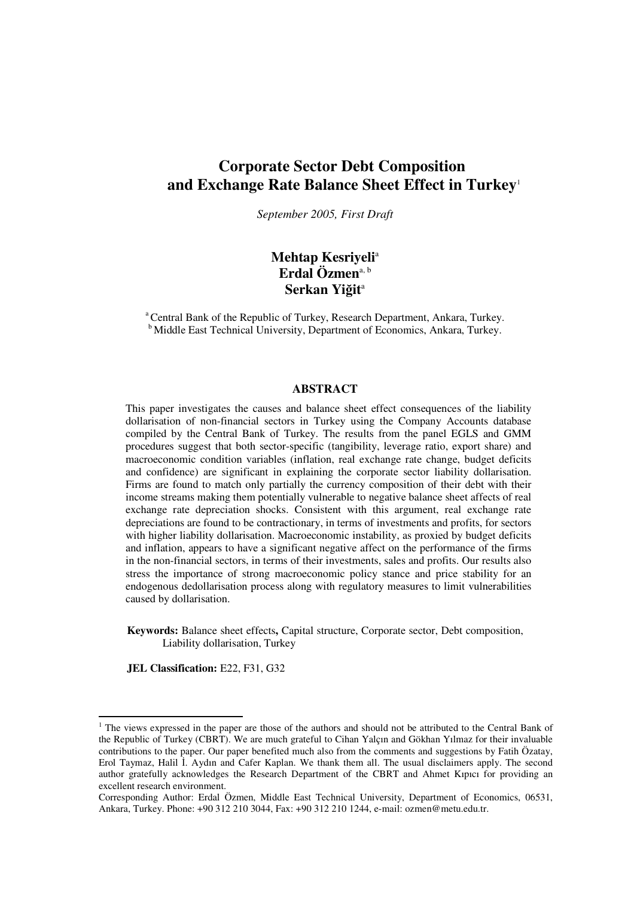# Corporate Sector Debt Composition and Exchange Rate Balance Sheet Effect in Turkey[1]

*September 2005, First Draft*

**Mehtap Kesriyeli**[a]
**Erdal Özmen**[a, b]
**Serkan Yiğit**[a]

[a] Central Bank of the Republic of Turkey, Research Department, Ankara, Turkey.
[b] Middle East Technical University, Department of Economics, Ankara, Turkey.

## ABSTRACT

This paper investigates the causes and balance sheet effect consequences of the liability dollarisation of non-financial sectors in Turkey using the Company Accounts database compiled by the Central Bank of Turkey. The results from the panel EGLS and GMM procedures suggest that both sector-specific (tangibility, leverage ratio, export share) and macroeconomic condition variables (inflation, real exchange rate change, budget deficits and confidence) are significant in explaining the corporate sector liability dollarisation. Firms are found to match only partially the currency composition of their debt with their income streams making them potentially vulnerable to negative balance sheet affects of real exchange rate depreciation shocks. Consistent with this argument, real exchange rate depreciations are found to be contractionary, in terms of investments and profits, for sectors with higher liability dollarisation. Macroeconomic instability, as proxied by budget deficits and inflation, appears to have a significant negative affect on the performance of the firms in the non-financial sectors, in terms of their investments, sales and profits. Our results also stress the importance of strong macroeconomic policy stance and price stability for an endogenous dedollarisation process along with regulatory measures to limit vulnerabilities caused by dollarisation.

**Keywords:** Balance sheet effects**,** Capital structure, Corporate sector, Debt composition, Liability dollarisation, Turkey

**JEL Classification:** E22, F31, G32

---

[1] The views expressed in the paper are those of the authors and should not be attributed to the Central Bank of the Republic of Turkey (CBRT). We are much grateful to Cihan Yalçın and Gökhan Yılmaz for their invaluable contributions to the paper. Our paper benefited much also from the comments and suggestions by Fatih Özatay, Erol Taymaz, Halil İ. Aydın and Cafer Kaplan. We thank them all. The usual disclaimers apply. The second author gratefully acknowledges the Research Department of the CBRT and Ahmet Kıpıcı for providing an excellent research environment.

Corresponding Author: Erdal Özmen, Middle East Technical University, Department of Economics, 06531, Ankara, Turkey. Phone: +90 312 210 3044, Fax: +90 312 210 1244, e-mail: ozmen@metu.edu.tr.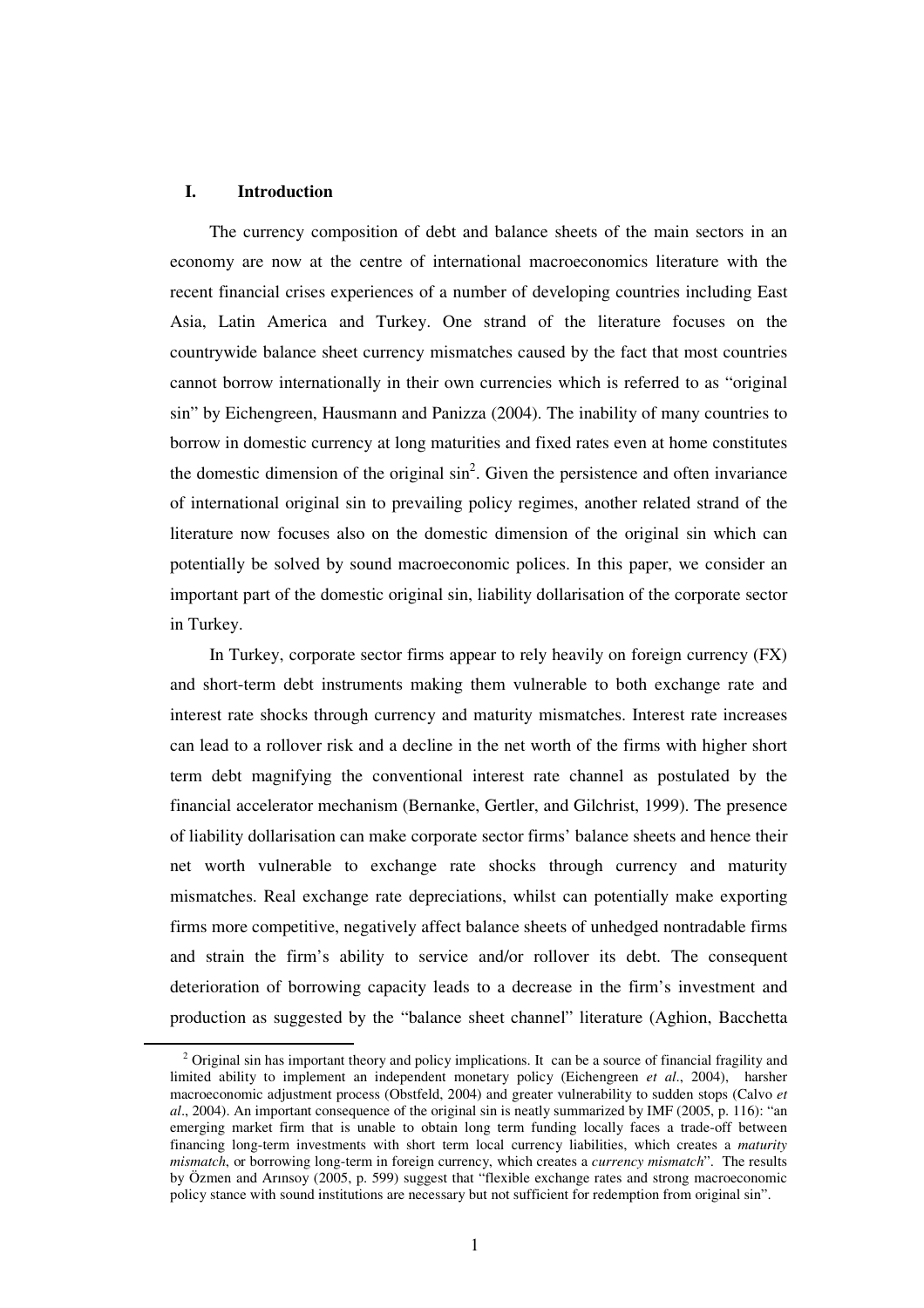## I. Introduction

The currency composition of debt and balance sheets of the main sectors in an economy are now at the centre of international macroeconomics literature with the recent financial crises experiences of a number of developing countries including East Asia, Latin America and Turkey. One strand of the literature focuses on the countrywide balance sheet currency mismatches caused by the fact that most countries cannot borrow internationally in their own currencies which is referred to as "original sin" by Eichengreen, Hausmann and Panizza (2004). The inability of many countries to borrow in domestic currency at long maturities and fixed rates even at home constitutes the domestic dimension of the original sin[2]. Given the persistence and often invariance of international original sin to prevailing policy regimes, another related strand of the literature now focuses also on the domestic dimension of the original sin which can potentially be solved by sound macroeconomic polices. In this paper, we consider an important part of the domestic original sin, liability dollarisation of the corporate sector in Turkey.

In Turkey, corporate sector firms appear to rely heavily on foreign currency (FX) and short-term debt instruments making them vulnerable to both exchange rate and interest rate shocks through currency and maturity mismatches. Interest rate increases can lead to a rollover risk and a decline in the net worth of the firms with higher short term debt magnifying the conventional interest rate channel as postulated by the financial accelerator mechanism (Bernanke, Gertler, and Gilchrist, 1999). The presence of liability dollarisation can make corporate sector firms' balance sheets and hence their net worth vulnerable to exchange rate shocks through currency and maturity mismatches. Real exchange rate depreciations, whilst can potentially make exporting firms more competitive, negatively affect balance sheets of unhedged nontradable firms and strain the firm's ability to service and/or rollover its debt. The consequent deterioration of borrowing capacity leads to a decrease in the firm's investment and production as suggested by the "balance sheet channel" literature (Aghion, Bacchetta

[2] Original sin has important theory and policy implications. It can be a source of financial fragility and limited ability to implement an independent monetary policy (Eichengreen *et al*., 2004), harsher macroeconomic adjustment process (Obstfeld, 2004) and greater vulnerability to sudden stops (Calvo *et al*., 2004). An important consequence of the original sin is neatly summarized by IMF (2005, p. 116): "an emerging market firm that is unable to obtain long term funding locally faces a trade-off between financing long-term investments with short term local currency liabilities, which creates a *maturity mismatch*, or borrowing long-term in foreign currency, which creates a *currency mismatch*". The results by Özmen and Arınsoy (2005, p. 599) suggest that "flexible exchange rates and strong macroeconomic policy stance with sound institutions are necessary but not sufficient for redemption from original sin".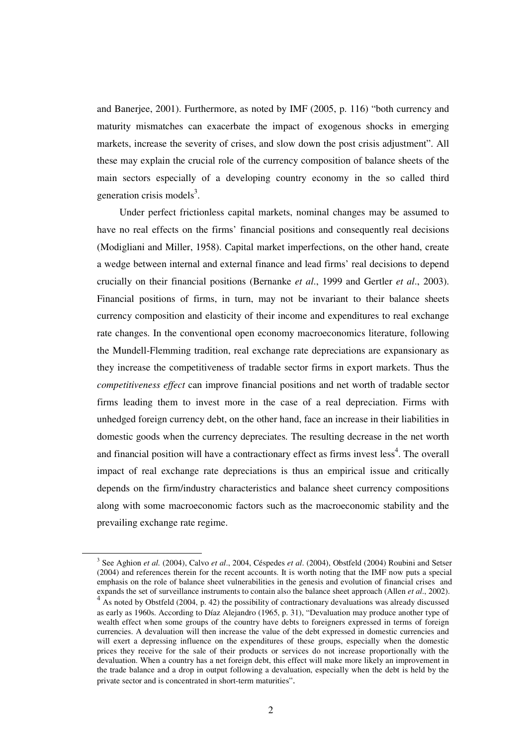and Banerjee, 2001). Furthermore, as noted by IMF (2005, p. 116) "both currency and maturity mismatches can exacerbate the impact of exogenous shocks in emerging markets, increase the severity of crises, and slow down the post crisis adjustment". All these may explain the crucial role of the currency composition of balance sheets of the main sectors especially of a developing country economy in the so called third generation crisis models[3].

Under perfect frictionless capital markets, nominal changes may be assumed to have no real effects on the firms' financial positions and consequently real decisions (Modigliani and Miller, 1958). Capital market imperfections, on the other hand, create a wedge between internal and external finance and lead firms' real decisions to depend crucially on their financial positions (Bernanke *et al*., 1999 and Gertler *et al*., 2003). Financial positions of firms, in turn, may not be invariant to their balance sheets currency composition and elasticity of their income and expenditures to real exchange rate changes. In the conventional open economy macroeconomics literature, following the Mundell-Flemming tradition, real exchange rate depreciations are expansionary as they increase the competitiveness of tradable sector firms in export markets. Thus the *competitiveness effect* can improve financial positions and net worth of tradable sector firms leading them to invest more in the case of a real depreciation. Firms with unhedged foreign currency debt, on the other hand, face an increase in their liabilities in domestic goods when the currency depreciates. The resulting decrease in the net worth and financial position will have a contractionary effect as firms invest less[4]. The overall impact of real exchange rate depreciations is thus an empirical issue and critically depends on the firm/industry characteristics and balance sheet currency compositions along with some macroeconomic factors such as the macroeconomic stability and the prevailing exchange rate regime.

---

[3] See Aghion *et al.* (2004), Calvo *et al*., 2004, Céspedes *et al*. (2004), Obstfeld (2004) Roubini and Setser (2004) and references therein for the recent accounts. It is worth noting that the IMF now puts a special emphasis on the role of balance sheet vulnerabilities in the genesis and evolution of financial crises and expands the set of surveillance instruments to contain also the balance sheet approach (Allen *et al*., 2002).

[4] As noted by Obstfeld (2004, p. 42) the possibility of contractionary devaluations was already discussed as early as 1960s. According to Díaz Alejandro (1965, p. 31), "Devaluation may produce another type of wealth effect when some groups of the country have debts to foreigners expressed in terms of foreign currencies. A devaluation will then increase the value of the debt expressed in domestic currencies and will exert a depressing influence on the expenditures of these groups, especially when the domestic prices they receive for the sale of their products or services do not increase proportionally with the devaluation. When a country has a net foreign debt, this effect will make more likely an improvement in the trade balance and a drop in output following a devaluation, especially when the debt is held by the private sector and is concentrated in short-term maturities".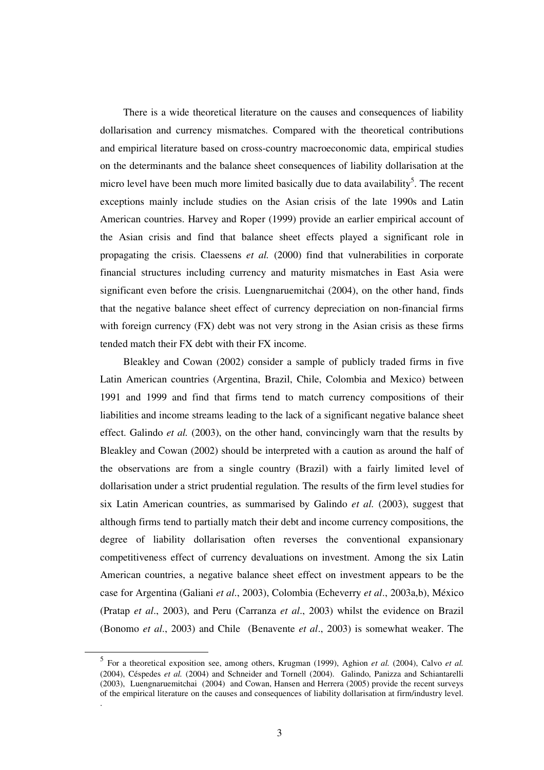There is a wide theoretical literature on the causes and consequences of liability dollarisation and currency mismatches. Compared with the theoretical contributions and empirical literature based on cross-country macroeconomic data, empirical studies on the determinants and the balance sheet consequences of liability dollarisation at the micro level have been much more limited basically due to data availability[5]. The recent exceptions mainly include studies on the Asian crisis of the late 1990s and Latin American countries. Harvey and Roper (1999) provide an earlier empirical account of the Asian crisis and find that balance sheet effects played a significant role in propagating the crisis. Claessens *et al.* (2000) find that vulnerabilities in corporate financial structures including currency and maturity mismatches in East Asia were significant even before the crisis. Luengnaruemitchai (2004), on the other hand, finds that the negative balance sheet effect of currency depreciation on non-financial firms with foreign currency (FX) debt was not very strong in the Asian crisis as these firms tended match their FX debt with their FX income.

Bleakley and Cowan (2002) consider a sample of publicly traded firms in five Latin American countries (Argentina, Brazil, Chile, Colombia and Mexico) between 1991 and 1999 and find that firms tend to match currency compositions of their liabilities and income streams leading to the lack of a significant negative balance sheet effect. Galindo *et al.* (2003), on the other hand, convincingly warn that the results by Bleakley and Cowan (2002) should be interpreted with a caution as around the half of the observations are from a single country (Brazil) with a fairly limited level of dollarisation under a strict prudential regulation. The results of the firm level studies for six Latin American countries, as summarised by Galindo *et al.* (2003), suggest that although firms tend to partially match their debt and income currency compositions, the degree of liability dollarisation often reverses the conventional expansionary competitiveness effect of currency devaluations on investment. Among the six Latin American countries, a negative balance sheet effect on investment appears to be the case for Argentina (Galiani *et al*., 2003), Colombia (Echeverry *et al*., 2003a,b), México (Pratap *et al*., 2003), and Peru (Carranza *et al*., 2003) whilst the evidence on Brazil (Bonomo *et al*., 2003) and Chile (Benavente *et al*., 2003) is somewhat weaker. The

[5] For a theoretical exposition see, among others, Krugman (1999), Aghion *et al.* (2004), Calvo *et al.* (2004), Céspedes *et al.* (2004) and Schneider and Tornell (2004). Galindo, Panizza and Schiantarelli (2003), Luengnaruemitchai (2004) and Cowan, Hansen and Herrera (2005) provide the recent surveys of the empirical literature on the causes and consequences of liability dollarisation at firm/industry level.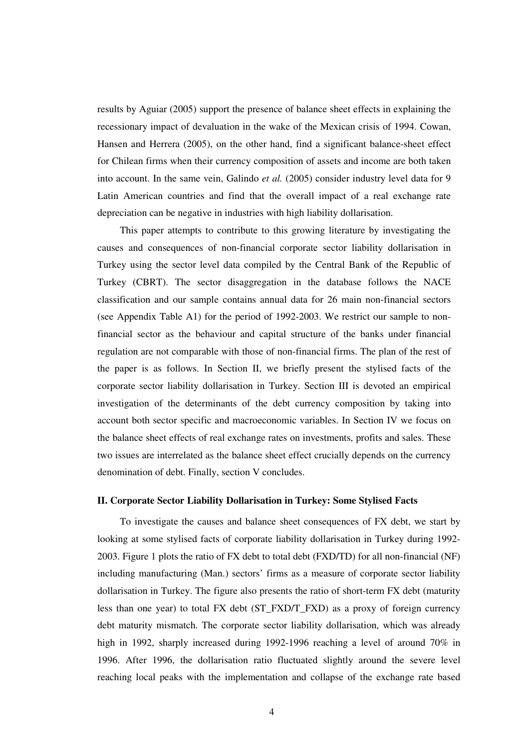results by Aguiar (2005) support the presence of balance sheet effects in explaining the recessionary impact of devaluation in the wake of the Mexican crisis of 1994. Cowan, Hansen and Herrera (2005), on the other hand, find a significant balance-sheet effect for Chilean firms when their currency composition of assets and income are both taken into account. In the same vein, Galindo *et al.* (2005) consider industry level data for 9 Latin American countries and find that the overall impact of a real exchange rate depreciation can be negative in industries with high liability dollarisation.

This paper attempts to contribute to this growing literature by investigating the causes and consequences of non-financial corporate sector liability dollarisation in Turkey using the sector level data compiled by the Central Bank of the Republic of Turkey (CBRT). The sector disaggregation in the database follows the NACE classification and our sample contains annual data for 26 main non-financial sectors (see Appendix Table A1) for the period of 1992-2003. We restrict our sample to non-financial sector as the behaviour and capital structure of the banks under financial regulation are not comparable with those of non-financial firms. The plan of the rest of the paper is as follows. In Section II, we briefly present the stylised facts of the corporate sector liability dollarisation in Turkey. Section III is devoted an empirical investigation of the determinants of the debt currency composition by taking into account both sector specific and macroeconomic variables. In Section IV we focus on the balance sheet effects of real exchange rates on investments, profits and sales. These two issues are interrelated as the balance sheet effect crucially depends on the currency denomination of debt. Finally, section V concludes.

## II. Corporate Sector Liability Dollarisation in Turkey: Some Stylised Facts

To investigate the causes and balance sheet consequences of FX debt, we start by looking at some stylised facts of corporate liability dollarisation in Turkey during 1992-2003. Figure 1 plots the ratio of FX debt to total debt (FXD/TD) for all non-financial (NF) including manufacturing (Man.) sectors' firms as a measure of corporate sector liability dollarisation in Turkey. The figure also presents the ratio of short-term FX debt (maturity less than one year) to total FX debt (ST_FXD/T_FXD) as a proxy of foreign currency debt maturity mismatch. The corporate sector liability dollarisation, which was already high in 1992, sharply increased during 1992-1996 reaching a level of around 70% in 1996. After 1996, the dollarisation ratio fluctuated slightly around the severe level reaching local peaks with the implementation and collapse of the exchange rate based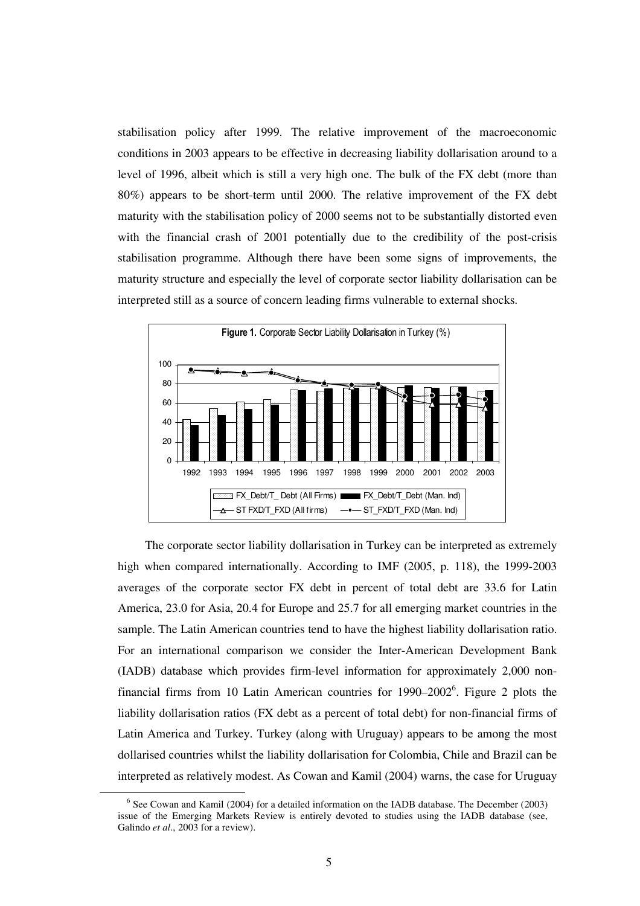stabilisation policy after 1999. The relative improvement of the macroeconomic conditions in 2003 appears to be effective in decreasing liability dollarisation around to a level of 1996, albeit which is still a very high one. The bulk of the FX debt (more than 80%) appears to be short-term until 2000. The relative improvement of the FX debt maturity with the stabilisation policy of 2000 seems not to be substantially distorted even with the financial crash of 2001 potentially due to the credibility of the post-crisis stabilisation programme. Although there have been some signs of improvements, the maturity structure and especially the level of corporate sector liability dollarisation can be interpreted still as a source of concern leading firms vulnerable to external shocks.

**Figure 1.** Corporate Sector Liability Dollarisation in Turkey (%)

The corporate sector liability dollarisation in Turkey can be interpreted as extremely high when compared internationally. According to IMF (2005, p. 118), the 1999-2003 averages of the corporate sector FX debt in percent of total debt are 33.6 for Latin America, 23.0 for Asia, 20.4 for Europe and 25.7 for all emerging market countries in the sample. The Latin American countries tend to have the highest liability dollarisation ratio. For an international comparison we consider the Inter-American Development Bank (IADB) database which provides firm-level information for approximately 2,000 non-financial firms from 10 Latin American countries for 1990–2002[6]. Figure 2 plots the liability dollarisation ratios (FX debt as a percent of total debt) for non-financial firms of Latin America and Turkey. Turkey (along with Uruguay) appears to be among the most dollarised countries whilst the liability dollarisation for Colombia, Chile and Brazil can be interpreted as relatively modest. As Cowan and Kamil (2004) warns, the case for Uruguay

[6] See Cowan and Kamil (2004) for a detailed information on the IADB database. The December (2003) issue of the Emerging Markets Review is entirely devoted to studies using the IADB database (see, Galindo *et al*., 2003 for a review).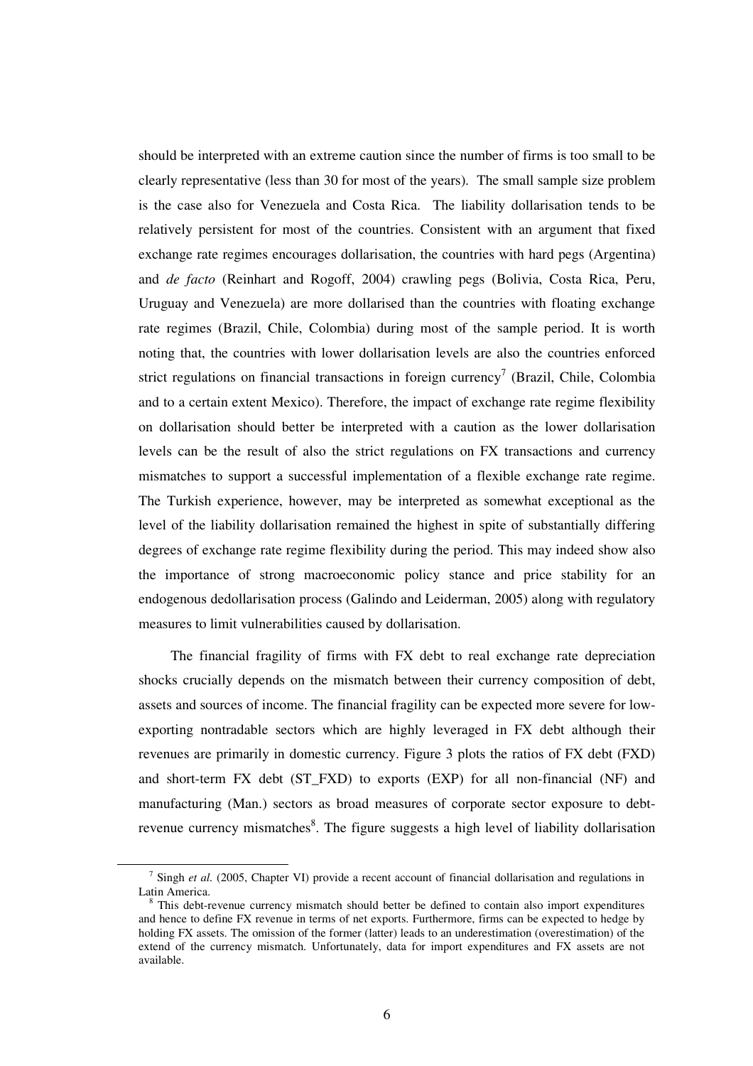should be interpreted with an extreme caution since the number of firms is too small to be clearly representative (less than 30 for most of the years). The small sample size problem is the case also for Venezuela and Costa Rica. The liability dollarisation tends to be relatively persistent for most of the countries. Consistent with an argument that fixed exchange rate regimes encourages dollarisation, the countries with hard pegs (Argentina) and *de facto* (Reinhart and Rogoff, 2004) crawling pegs (Bolivia, Costa Rica, Peru, Uruguay and Venezuela) are more dollarised than the countries with floating exchange rate regimes (Brazil, Chile, Colombia) during most of the sample period. It is worth noting that, the countries with lower dollarisation levels are also the countries enforced strict regulations on financial transactions in foreign currency[7] (Brazil, Chile, Colombia and to a certain extent Mexico). Therefore, the impact of exchange rate regime flexibility on dollarisation should better be interpreted with a caution as the lower dollarisation levels can be the result of also the strict regulations on FX transactions and currency mismatches to support a successful implementation of a flexible exchange rate regime. The Turkish experience, however, may be interpreted as somewhat exceptional as the level of the liability dollarisation remained the highest in spite of substantially differing degrees of exchange rate regime flexibility during the period. This may indeed show also the importance of strong macroeconomic policy stance and price stability for an endogenous dedollarisation process (Galindo and Leiderman, 2005) along with regulatory measures to limit vulnerabilities caused by dollarisation.

The financial fragility of firms with FX debt to real exchange rate depreciation shocks crucially depends on the mismatch between their currency composition of debt, assets and sources of income. The financial fragility can be expected more severe for low-exporting nontradable sectors which are highly leveraged in FX debt although their revenues are primarily in domestic currency. Figure 3 plots the ratios of FX debt (FXD) and short-term FX debt (ST_FXD) to exports (EXP) for all non-financial (NF) and manufacturing (Man.) sectors as broad measures of corporate sector exposure to debt-revenue currency mismatches[8]. The figure suggests a high level of liability dollarisation

[7] Singh *et al.* (2005, Chapter VI) provide a recent account of financial dollarisation and regulations in Latin America.

[8] This debt-revenue currency mismatch should better be defined to contain also import expenditures and hence to define FX revenue in terms of net exports. Furthermore, firms can be expected to hedge by holding FX assets. The omission of the former (latter) leads to an underestimation (overestimation) of the extend of the currency mismatch. Unfortunately, data for import expenditures and FX assets are not available.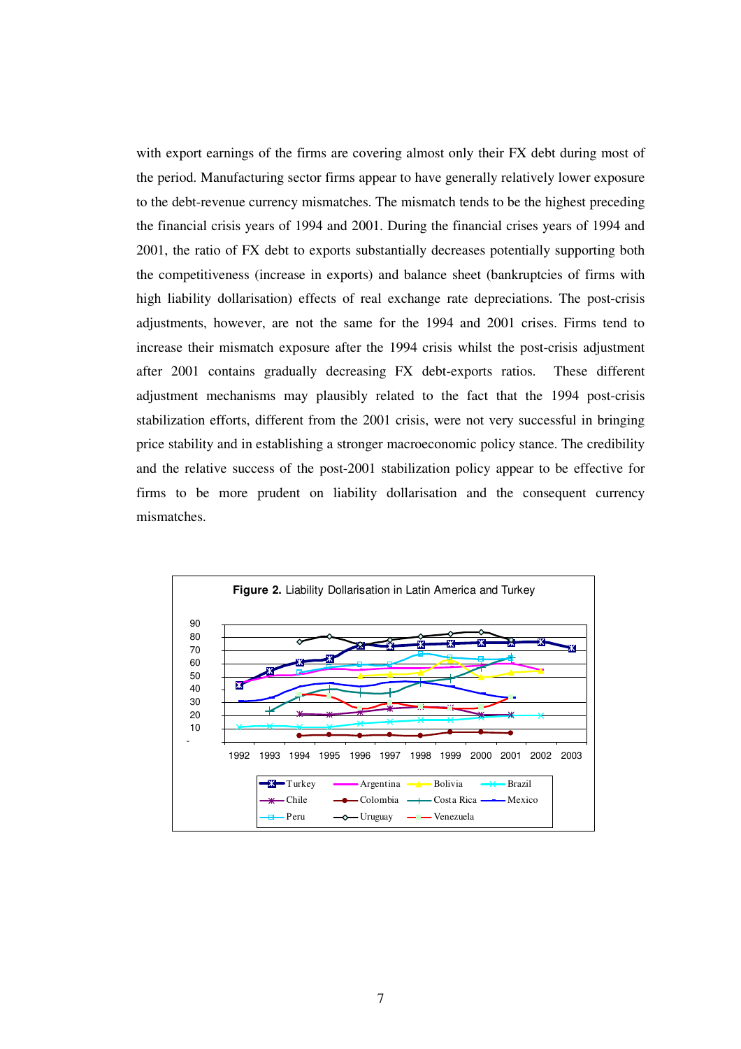with export earnings of the firms are covering almost only their FX debt during most of the period. Manufacturing sector firms appear to have generally relatively lower exposure to the debt-revenue currency mismatches. The mismatch tends to be the highest preceding the financial crisis years of 1994 and 2001. During the financial crises years of 1994 and 2001, the ratio of FX debt to exports substantially decreases potentially supporting both the competitiveness (increase in exports) and balance sheet (bankruptcies of firms with high liability dollarisation) effects of real exchange rate depreciations. The post-crisis adjustments, however, are not the same for the 1994 and 2001 crises. Firms tend to increase their mismatch exposure after the 1994 crisis whilst the post-crisis adjustment after 2001 contains gradually decreasing FX debt-exports ratios. These different adjustment mechanisms may plausibly related to the fact that the 1994 post-crisis stabilization efforts, different from the 2001 crisis, were not very successful in bringing price stability and in establishing a stronger macroeconomic policy stance. The credibility and the relative success of the post-2001 stabilization policy appear to be effective for firms to be more prudent on liability dollarisation and the consequent currency mismatches.

**Figure 2.** Liability Dollarisation in Latin America and Turkey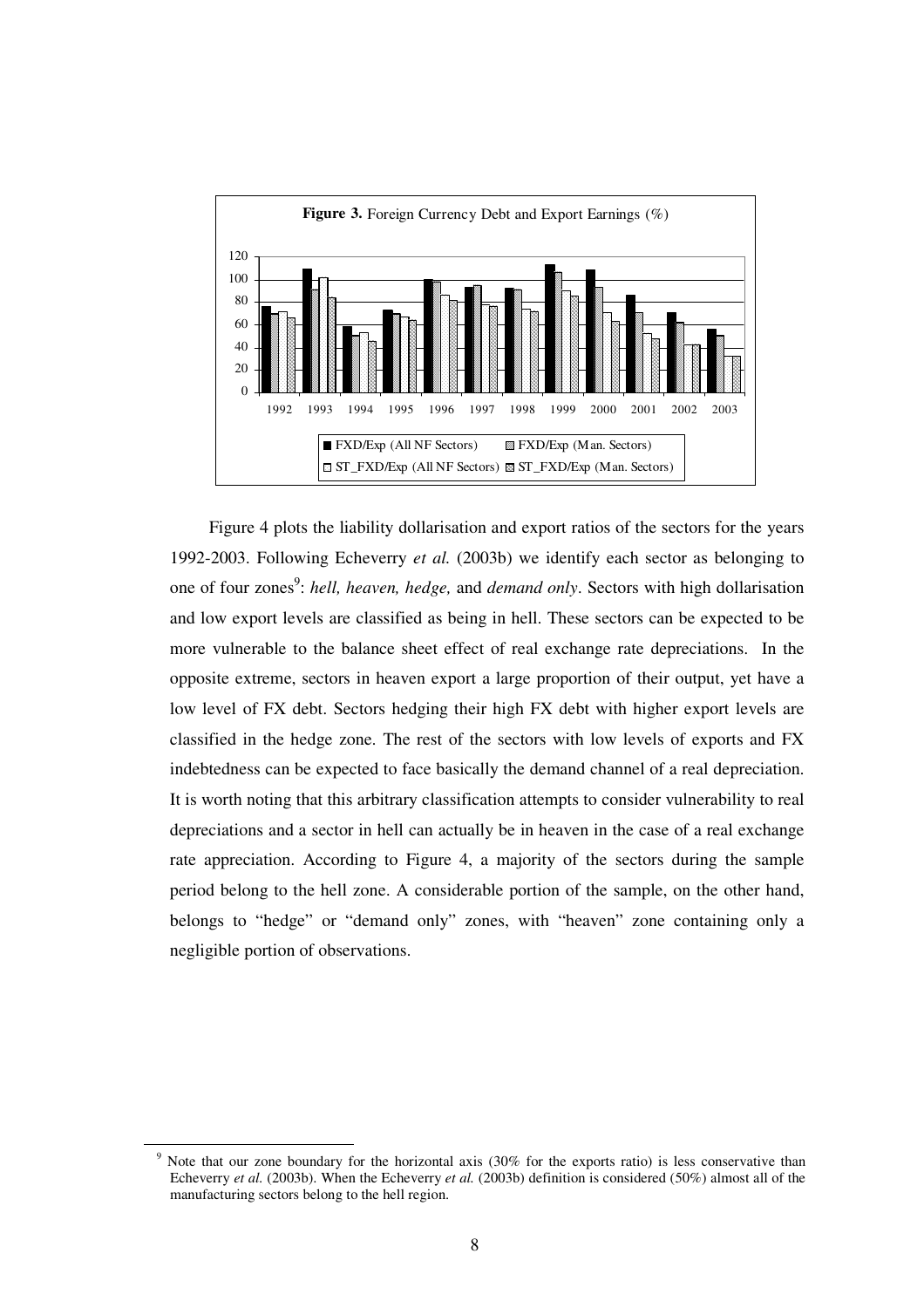**Figure 3.** Foreign Currency Debt and Export Earnings (%)

Figure 4 plots the liability dollarisation and export ratios of the sectors for the years 1992-2003. Following Echeverry *et al.* (2003b) we identify each sector as belonging to one of four zones[9]: *hell, heaven, hedge,* and *demand only*. Sectors with high dollarisation and low export levels are classified as being in hell. These sectors can be expected to be more vulnerable to the balance sheet effect of real exchange rate depreciations. In the opposite extreme, sectors in heaven export a large proportion of their output, yet have a low level of FX debt. Sectors hedging their high FX debt with higher export levels are classified in the hedge zone. The rest of the sectors with low levels of exports and FX indebtedness can be expected to face basically the demand channel of a real depreciation. It is worth noting that this arbitrary classification attempts to consider vulnerability to real depreciations and a sector in hell can actually be in heaven in the case of a real exchange rate appreciation. According to Figure 4, a majority of the sectors during the sample period belong to the hell zone. A considerable portion of the sample, on the other hand, belongs to "hedge" or "demand only" zones, with "heaven" zone containing only a negligible portion of observations.

[9] Note that our zone boundary for the horizontal axis (30% for the exports ratio) is less conservative than Echeverry *et al.* (2003b). When the Echeverry *et al.* (2003b) definition is considered (50%) almost all of the manufacturing sectors belong to the hell region.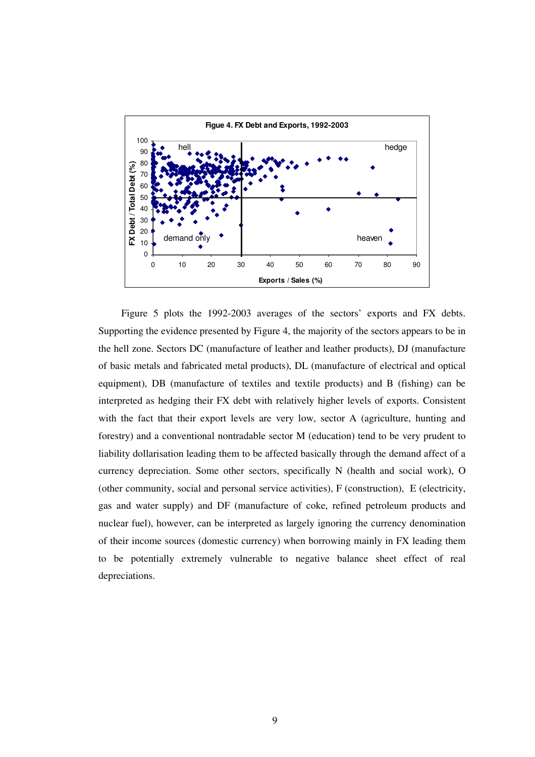Figue 4. FX Debt and Exports, 1992-2003

Figure 5 plots the 1992-2003 averages of the sectors' exports and FX debts. Supporting the evidence presented by Figure 4, the majority of the sectors appears to be in the hell zone. Sectors DC (manufacture of leather and leather products), DJ (manufacture of basic metals and fabricated metal products), DL (manufacture of electrical and optical equipment), DB (manufacture of textiles and textile products) and B (fishing) can be interpreted as hedging their FX debt with relatively higher levels of exports. Consistent with the fact that their export levels are very low, sector A (agriculture, hunting and forestry) and a conventional nontradable sector M (education) tend to be very prudent to liability dollarisation leading them to be affected basically through the demand affect of a currency depreciation. Some other sectors, specifically N (health and social work), O (other community, social and personal service activities), F (construction), E (electricity, gas and water supply) and DF (manufacture of coke, refined petroleum products and nuclear fuel), however, can be interpreted as largely ignoring the currency denomination of their income sources (domestic currency) when borrowing mainly in FX leading them to be potentially extremely vulnerable to negative balance sheet effect of real depreciations.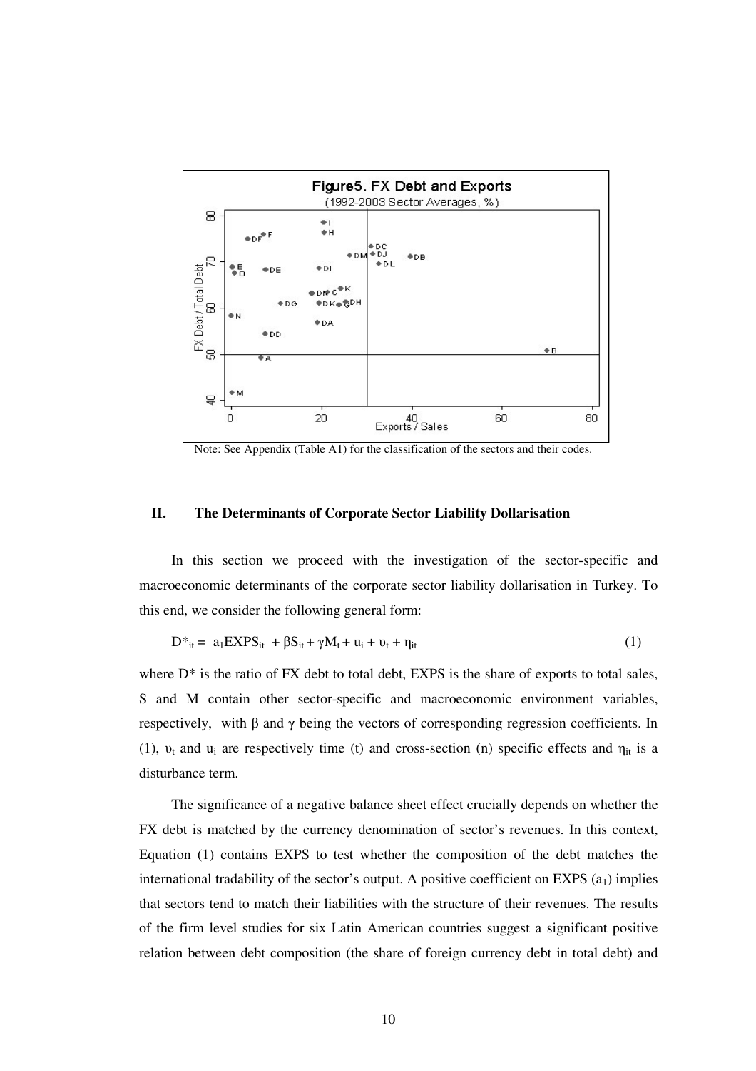Figure5. FX Debt and Exports

(1992-2003 Sector Averages, %)

Note: See Appendix (Table A1) for the classification of the sectors and their codes.

## II. The Determinants of Corporate Sector Liability Dollarisation

In this section we proceed with the investigation of the sector-specific and macroeconomic determinants of the corporate sector liability dollarisation in Turkey. To this end, we consider the following general form:

$$D^*_{it} = a_1 EXPS_{it} + \beta S_{it} + \gamma M_t + u_i + \upsilon_t + \eta_{it} \tag{1}$$

where $D^*$ is the ratio of FX debt to total debt, EXPS is the share of exports to total sales, S and M contain other sector-specific and macroeconomic environment variables, respectively, with $\beta$ and $\gamma$ being the vectors of corresponding regression coefficients. In (1), $\upsilon_t$ and $u_i$ are respectively time (t) and cross-section (n) specific effects and $\eta_{it}$ is a disturbance term.

The significance of a negative balance sheet effect crucially depends on whether the FX debt is matched by the currency denomination of sector's revenues. In this context, Equation (1) contains EXPS to test whether the composition of the debt matches the international tradability of the sector's output. A positive coefficient on EXPS ($a_1$) implies that sectors tend to match their liabilities with the structure of their revenues. The results of the firm level studies for six Latin American countries suggest a significant positive relation between debt composition (the share of foreign currency debt in total debt) and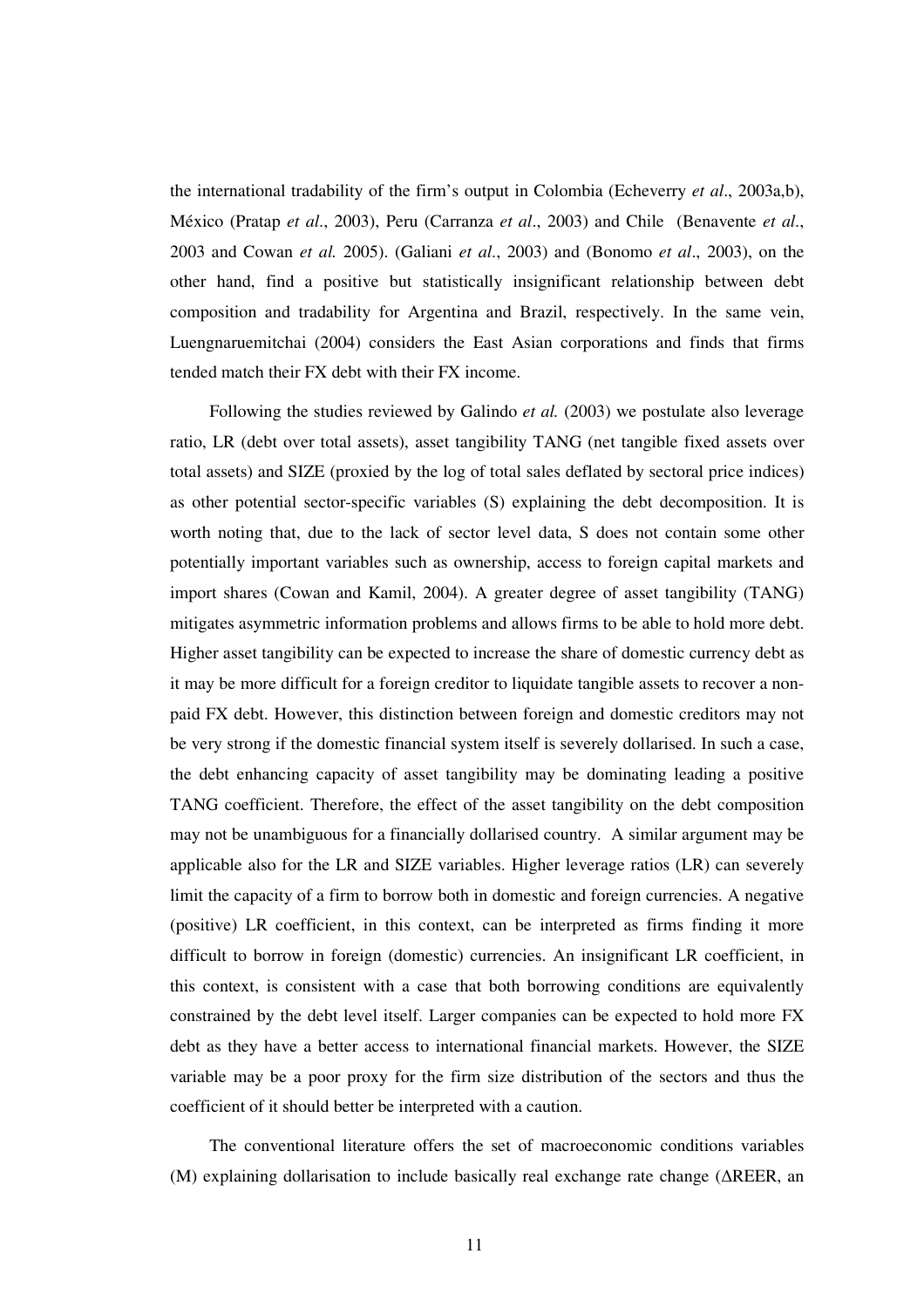the international tradability of the firm's output in Colombia (Echeverry *et al*., 2003a,b), México (Pratap *et al*., 2003), Peru (Carranza *et al*., 2003) and Chile (Benavente *et al*., 2003 and Cowan *et al.* 2005). (Galiani *et al*., 2003) and (Bonomo *et al*., 2003), on the other hand, find a positive but statistically insignificant relationship between debt composition and tradability for Argentina and Brazil, respectively. In the same vein, Luengnaruemitchai (2004) considers the East Asian corporations and finds that firms tended match their FX debt with their FX income.

Following the studies reviewed by Galindo *et al.* (2003) we postulate also leverage ratio, LR (debt over total assets), asset tangibility TANG (net tangible fixed assets over total assets) and SIZE (proxied by the log of total sales deflated by sectoral price indices) as other potential sector-specific variables (S) explaining the debt decomposition. It is worth noting that, due to the lack of sector level data, S does not contain some other potentially important variables such as ownership, access to foreign capital markets and import shares (Cowan and Kamil, 2004). A greater degree of asset tangibility (TANG) mitigates asymmetric information problems and allows firms to be able to hold more debt. Higher asset tangibility can be expected to increase the share of domestic currency debt as it may be more difficult for a foreign creditor to liquidate tangible assets to recover a non-paid FX debt. However, this distinction between foreign and domestic creditors may not be very strong if the domestic financial system itself is severely dollarised. In such a case, the debt enhancing capacity of asset tangibility may be dominating leading a positive TANG coefficient. Therefore, the effect of the asset tangibility on the debt composition may not be unambiguous for a financially dollarised country. A similar argument may be applicable also for the LR and SIZE variables. Higher leverage ratios (LR) can severely limit the capacity of a firm to borrow both in domestic and foreign currencies. A negative (positive) LR coefficient, in this context, can be interpreted as firms finding it more difficult to borrow in foreign (domestic) currencies. An insignificant LR coefficient, in this context, is consistent with a case that both borrowing conditions are equivalently constrained by the debt level itself. Larger companies can be expected to hold more FX debt as they have a better access to international financial markets. However, the SIZE variable may be a poor proxy for the firm size distribution of the sectors and thus the coefficient of it should better be interpreted with a caution.

The conventional literature offers the set of macroeconomic conditions variables (M) explaining dollarisation to include basically real exchange rate change ($\Delta$REER, an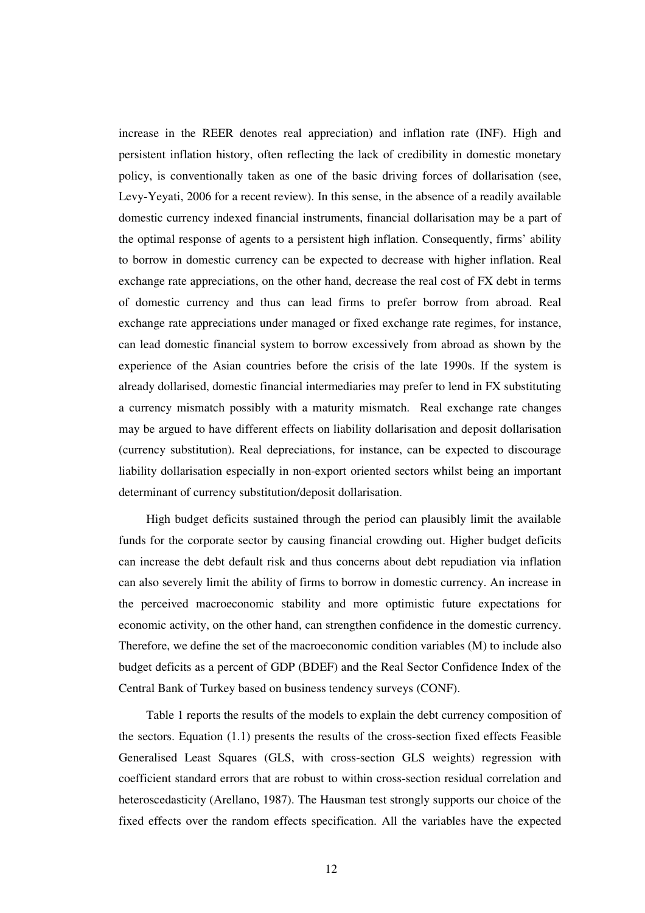increase in the REER denotes real appreciation) and inflation rate (INF). High and persistent inflation history, often reflecting the lack of credibility in domestic monetary policy, is conventionally taken as one of the basic driving forces of dollarisation (see, Levy-Yeyati, 2006 for a recent review). In this sense, in the absence of a readily available domestic currency indexed financial instruments, financial dollarisation may be a part of the optimal response of agents to a persistent high inflation. Consequently, firms' ability to borrow in domestic currency can be expected to decrease with higher inflation. Real exchange rate appreciations, on the other hand, decrease the real cost of FX debt in terms of domestic currency and thus can lead firms to prefer borrow from abroad. Real exchange rate appreciations under managed or fixed exchange rate regimes, for instance, can lead domestic financial system to borrow excessively from abroad as shown by the experience of the Asian countries before the crisis of the late 1990s. If the system is already dollarised, domestic financial intermediaries may prefer to lend in FX substituting a currency mismatch possibly with a maturity mismatch. Real exchange rate changes may be argued to have different effects on liability dollarisation and deposit dollarisation (currency substitution). Real depreciations, for instance, can be expected to discourage liability dollarisation especially in non-export oriented sectors whilst being an important determinant of currency substitution/deposit dollarisation.

High budget deficits sustained through the period can plausibly limit the available funds for the corporate sector by causing financial crowding out. Higher budget deficits can increase the debt default risk and thus concerns about debt repudiation via inflation can also severely limit the ability of firms to borrow in domestic currency. An increase in the perceived macroeconomic stability and more optimistic future expectations for economic activity, on the other hand, can strengthen confidence in the domestic currency. Therefore, we define the set of the macroeconomic condition variables (M) to include also budget deficits as a percent of GDP (BDEF) and the Real Sector Confidence Index of the Central Bank of Turkey based on business tendency surveys (CONF).

Table 1 reports the results of the models to explain the debt currency composition of the sectors. Equation (1.1) presents the results of the cross-section fixed effects Feasible Generalised Least Squares (GLS, with cross-section GLS weights) regression with coefficient standard errors that are robust to within cross-section residual correlation and heteroscedasticity (Arellano, 1987). The Hausman test strongly supports our choice of the fixed effects over the random effects specification. All the variables have the expected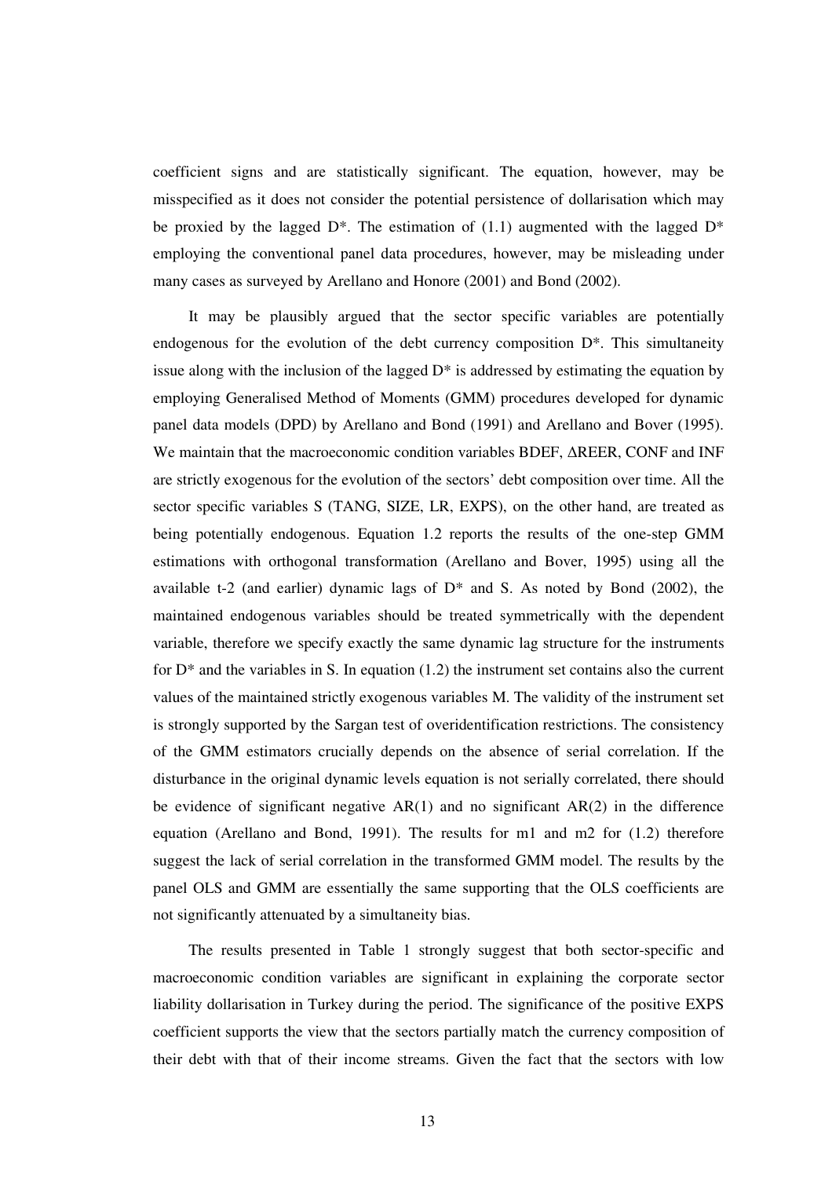coefficient signs and are statistically significant. The equation, however, may be misspecified as it does not consider the potential persistence of dollarisation which may be proxied by the lagged $D^*$. The estimation of (1.1) augmented with the lagged $D^*$ employing the conventional panel data procedures, however, may be misleading under many cases as surveyed by Arellano and Honore (2001) and Bond (2002).

It may be plausibly argued that the sector specific variables are potentially endogenous for the evolution of the debt currency composition $D^*$. This simultaneity issue along with the inclusion of the lagged $D^*$ is addressed by estimating the equation by employing Generalised Method of Moments (GMM) procedures developed for dynamic panel data models (DPD) by Arellano and Bond (1991) and Arellano and Bover (1995). We maintain that the macroeconomic condition variables BDEF, $\Delta$REER, CONF and INF are strictly exogenous for the evolution of the sectors' debt composition over time. All the sector specific variables S (TANG, SIZE, LR, EXPS), on the other hand, are treated as being potentially endogenous. Equation 1.2 reports the results of the one-step GMM estimations with orthogonal transformation (Arellano and Bover, 1995) using all the available t-2 (and earlier) dynamic lags of $D^*$ and S. As noted by Bond (2002), the maintained endogenous variables should be treated symmetrically with the dependent variable, therefore we specify exactly the same dynamic lag structure for the instruments for $D^*$ and the variables in S. In equation (1.2) the instrument set contains also the current values of the maintained strictly exogenous variables M. The validity of the instrument set is strongly supported by the Sargan test of overidentification restrictions. The consistency of the GMM estimators crucially depends on the absence of serial correlation. If the disturbance in the original dynamic levels equation is not serially correlated, there should be evidence of significant negative AR(1) and no significant AR(2) in the difference equation (Arellano and Bond, 1991). The results for m1 and m2 for (1.2) therefore suggest the lack of serial correlation in the transformed GMM model. The results by the panel OLS and GMM are essentially the same supporting that the OLS coefficients are not significantly attenuated by a simultaneity bias.

The results presented in Table 1 strongly suggest that both sector-specific and macroeconomic condition variables are significant in explaining the corporate sector liability dollarisation in Turkey during the period. The significance of the positive EXPS coefficient supports the view that the sectors partially match the currency composition of their debt with that of their income streams. Given the fact that the sectors with low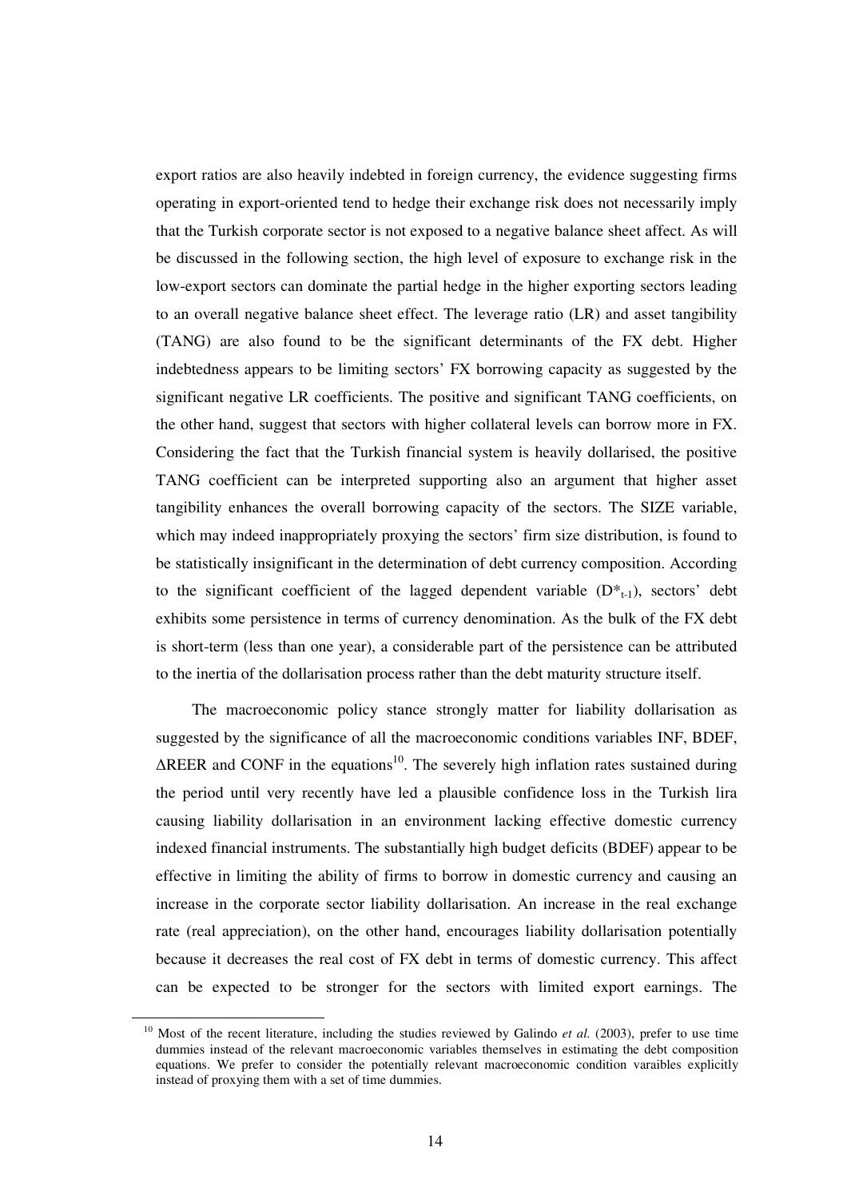export ratios are also heavily indebted in foreign currency, the evidence suggesting firms operating in export-oriented tend to hedge their exchange risk does not necessarily imply that the Turkish corporate sector is not exposed to a negative balance sheet affect. As will be discussed in the following section, the high level of exposure to exchange risk in the low-export sectors can dominate the partial hedge in the higher exporting sectors leading to an overall negative balance sheet effect. The leverage ratio (LR) and asset tangibility (TANG) are also found to be the significant determinants of the FX debt. Higher indebtedness appears to be limiting sectors' FX borrowing capacity as suggested by the significant negative LR coefficients. The positive and significant TANG coefficients, on the other hand, suggest that sectors with higher collateral levels can borrow more in FX. Considering the fact that the Turkish financial system is heavily dollarised, the positive TANG coefficient can be interpreted supporting also an argument that higher asset tangibility enhances the overall borrowing capacity of the sectors. The SIZE variable, which may indeed inappropriately proxying the sectors' firm size distribution, is found to be statistically insignificant in the determination of debt currency composition. According to the significant coefficient of the lagged dependent variable ($D^*_{t-1}$), sectors' debt exhibits some persistence in terms of currency denomination. As the bulk of the FX debt is short-term (less than one year), a considerable part of the persistence can be attributed to the inertia of the dollarisation process rather than the debt maturity structure itself.

The macroeconomic policy stance strongly matter for liability dollarisation as suggested by the significance of all the macroeconomic conditions variables INF, BDEF, $\Delta$REER and CONF in the equations[10]. The severely high inflation rates sustained during the period until very recently have led a plausible confidence loss in the Turkish lira causing liability dollarisation in an environment lacking effective domestic currency indexed financial instruments. The substantially high budget deficits (BDEF) appear to be effective in limiting the ability of firms to borrow in domestic currency and causing an increase in the corporate sector liability dollarisation. An increase in the real exchange rate (real appreciation), on the other hand, encourages liability dollarisation potentially because it decreases the real cost of FX debt in terms of domestic currency. This affect can be expected to be stronger for the sectors with limited export earnings. The

[10] Most of the recent literature, including the studies reviewed by Galindo *et al.* (2003), prefer to use time dummies instead of the relevant macroeconomic variables themselves in estimating the debt composition equations. We prefer to consider the potentially relevant macroeconomic condition varaibles explicitly instead of proxying them with a set of time dummies.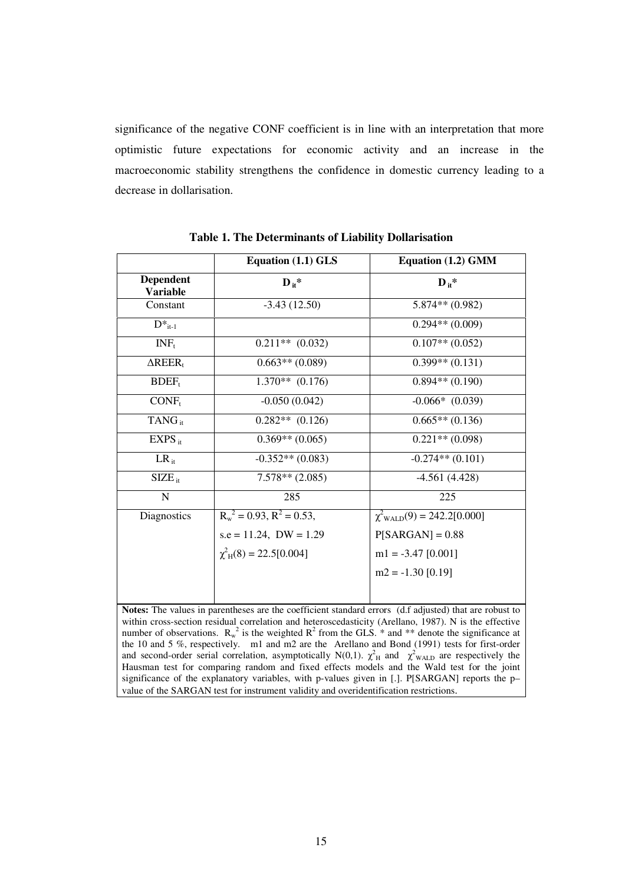significance of the negative CONF coefficient is in line with an interpretation that more optimistic future expectations for economic activity and an increase in the macroeconomic stability strengthens the confidence in domestic currency leading to a decrease in dollarisation.

**Table 1. The Determinants of Liability Dollarisation**

| | **Equation (1.1) GLS** | **Equation (1.2) GMM** |
|---|---|---|
| **Dependent Variable** | $D_{it}^*$ | $D_{it}^*$ |
| Constant | -3.43 (12.50) | 5.874** (0.982) |
| $D^*_{it-1}$ | | 0.294** (0.009) |
| $INF_t$ | 0.211** (0.032) | 0.107** (0.052) |
| $\Delta REER_t$ | 0.663** (0.089) | 0.399** (0.131) |
| $BDEF_t$ | 1.370** (0.176) | 0.894** (0.190) |
| $CONF_t$ | -0.050 (0.042) | -0.066* (0.039) |
| $TANG_{it}$ | 0.282** (0.126) | 0.665** (0.136) |
| $EXPS_{it}$ | 0.369** (0.065) | 0.221** (0.098) |
| $LR_{it}$ | -0.352** (0.083) | -0.274** (0.101) |
| $SIZE_{it}$ | 7.578** (2.085) | -4.561 (4.428) |
| N | 285 | 225 |
| Diagnostics | $R_w^2 = 0.93$, $R^2 = 0.53$, | $\chi^2_{WALD}(9) = 242.2[0.000]$ |
| | s.e = 11.24, DW = 1.29 | P[SARGAN] = 0.88 |
| | $\chi^2_H(8) = 22.5[0.004]$ | m1 = -3.47 [0.001] |
| | | m2 = -1.30 [0.19] |

**Notes:** The values in parentheses are the coefficient standard errors (d.f adjusted) that are robust to within cross-section residual correlation and heteroscedasticity (Arellano, 1987). N is the effective number of observations. $R_w^2$ is the weighted $R^2$ from the GLS. * and ** denote the significance at the 10 and 5 %, respectively. m1 and m2 are the Arellano and Bond (1991) tests for first-order and second-order serial correlation, asymptotically N(0,1). $\chi^2_H$ and $\chi^2_{WALD}$ are respectively the Hausman test for comparing random and fixed effects models and the Wald test for the joint significance of the explanatory variables, with p-values given in [.]. P[SARGAN] reports the p–value of the SARGAN test for instrument validity and overidentification restrictions.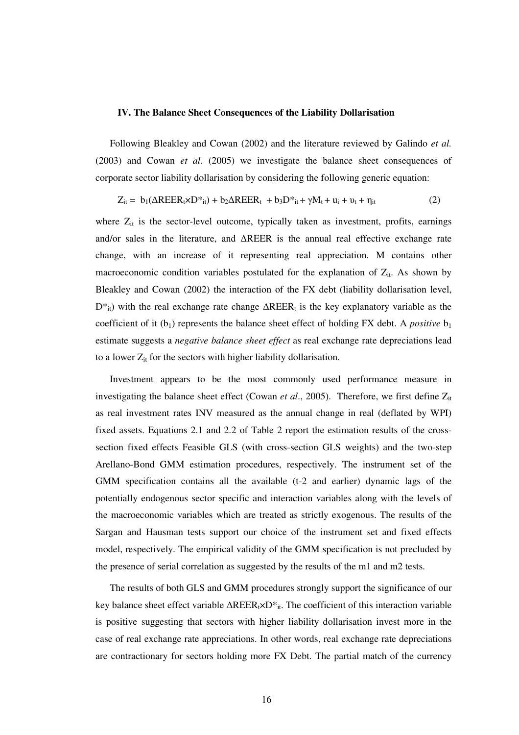### IV. The Balance Sheet Consequences of the Liability Dollarisation

Following Bleakley and Cowan (2002) and the literature reviewed by Galindo *et al.* (2003) and Cowan *et al.* (2005) we investigate the balance sheet consequences of corporate sector liability dollarisation by considering the following generic equation:

$$Z_{it} = b_1(\Delta REER_t \times D^*_{it}) + b_2\Delta REER_t + b_3 D^*_{it} + \gamma M_t + u_i + \upsilon_t + \eta_{it} \qquad (2)$$

where $Z_{it}$ is the sector-level outcome, typically taken as investment, profits, earnings and/or sales in the literature, and $\Delta REER$ is the annual real effective exchange rate change, with an increase of it representing real appreciation. M contains other macroeconomic condition variables postulated for the explanation of $Z_{it}$. As shown by Bleakley and Cowan (2002) the interaction of the FX debt (liability dollarisation level, $D^*_{it}$) with the real exchange rate change $\Delta REER_t$ is the key explanatory variable as the coefficient of it ($b_1$) represents the balance sheet effect of holding FX debt. A *positive* $b_1$ estimate suggests a *negative balance sheet effect* as real exchange rate depreciations lead to a lower $Z_{it}$ for the sectors with higher liability dollarisation.

Investment appears to be the most commonly used performance measure in investigating the balance sheet effect (Cowan *et al*., 2005). Therefore, we first define $Z_{it}$ as real investment rates INV measured as the annual change in real (deflated by WPI) fixed assets. Equations 2.1 and 2.2 of Table 2 report the estimation results of the cross-section fixed effects Feasible GLS (with cross-section GLS weights) and the two-step Arellano-Bond GMM estimation procedures, respectively. The instrument set of the GMM specification contains all the available (t-2 and earlier) dynamic lags of the potentially endogenous sector specific and interaction variables along with the levels of the macroeconomic variables which are treated as strictly exogenous. The results of the Sargan and Hausman tests support our choice of the instrument set and fixed effects model, respectively. The empirical validity of the GMM specification is not precluded by the presence of serial correlation as suggested by the results of the m1 and m2 tests.

The results of both GLS and GMM procedures strongly support the significance of our key balance sheet effect variable $\Delta REER_t \times D^*_{it}$. The coefficient of this interaction variable is positive suggesting that sectors with higher liability dollarisation invest more in the case of real exchange rate appreciations. In other words, real exchange rate depreciations are contractionary for sectors holding more FX Debt. The partial match of the currency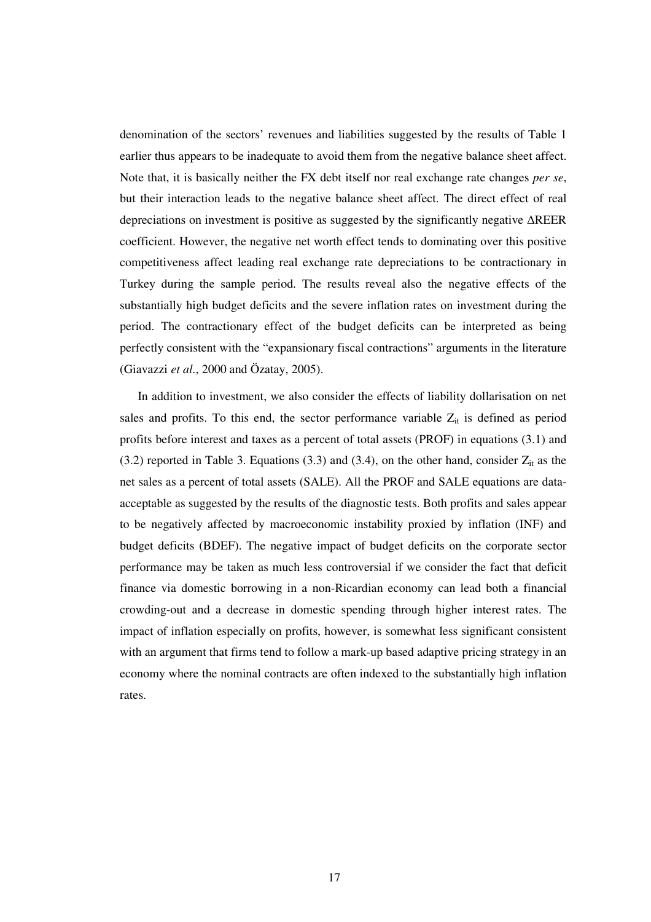denomination of the sectors' revenues and liabilities suggested by the results of Table 1 earlier thus appears to be inadequate to avoid them from the negative balance sheet affect. Note that, it is basically neither the FX debt itself nor real exchange rate changes *per se*, but their interaction leads to the negative balance sheet affect. The direct effect of real depreciations on investment is positive as suggested by the significantly negative ΔREER coefficient. However, the negative net worth effect tends to dominating over this positive competitiveness affect leading real exchange rate depreciations to be contractionary in Turkey during the sample period. The results reveal also the negative effects of the substantially high budget deficits and the severe inflation rates on investment during the period. The contractionary effect of the budget deficits can be interpreted as being perfectly consistent with the "expansionary fiscal contractions" arguments in the literature (Giavazzi *et al*., 2000 and Özatay, 2005).

In addition to investment, we also consider the effects of liability dollarisation on net sales and profits. To this end, the sector performance variable $Z_{it}$ is defined as period profits before interest and taxes as a percent of total assets (PROF) in equations (3.1) and (3.2) reported in Table 3. Equations (3.3) and (3.4), on the other hand, consider $Z_{it}$ as the net sales as a percent of total assets (SALE). All the PROF and SALE equations are data-acceptable as suggested by the results of the diagnostic tests. Both profits and sales appear to be negatively affected by macroeconomic instability proxied by inflation (INF) and budget deficits (BDEF). The negative impact of budget deficits on the corporate sector performance may be taken as much less controversial if we consider the fact that deficit finance via domestic borrowing in a non-Ricardian economy can lead both a financial crowding-out and a decrease in domestic spending through higher interest rates. The impact of inflation especially on profits, however, is somewhat less significant consistent with an argument that firms tend to follow a mark-up based adaptive pricing strategy in an economy where the nominal contracts are often indexed to the substantially high inflation rates.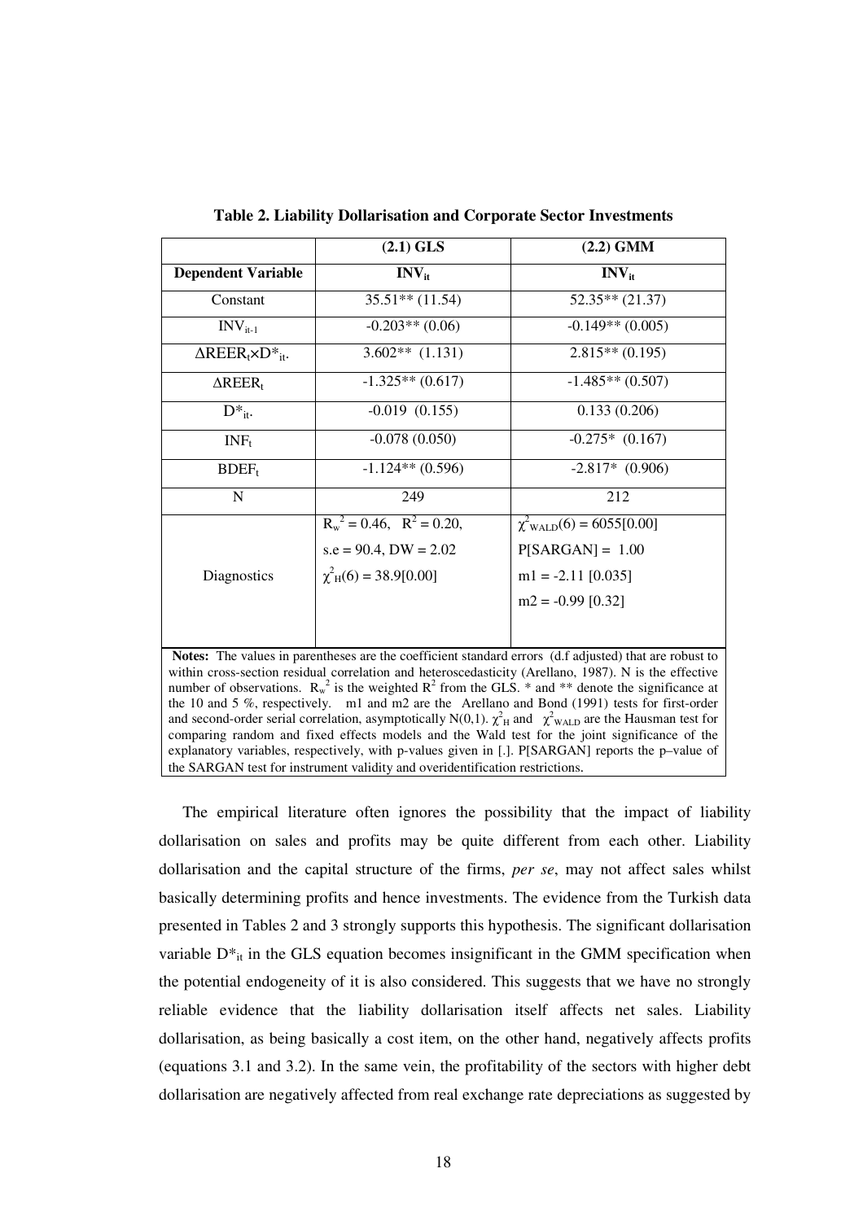**Table 2. Liability Dollarisation and Corporate Sector Investments**

| | (2.1) GLS | (2.2) GMM |
|---|---|---|
| **Dependent Variable** | $INV_{it}$ | $INV_{it}$ |
| Constant | 35.51** (11.54) | 52.35** (21.37) |
| $INV_{it-1}$ | -0.203** (0.06) | -0.149** (0.005) |
| $\Delta REER_t \times D^*_{it}$. | 3.602** (1.131) | 2.815** (0.195) |
| $\Delta REER_t$ | -1.325** (0.617) | -1.485** (0.507) |
| $D^*_{it}$. | -0.019 (0.155) | 0.133 (0.206) |
| $INF_t$ | -0.078 (0.050) | -0.275* (0.167) |
| $BDEF_t$ | -1.124** (0.596) | -2.817* (0.906) |
| N | 249 | 212 |
| Diagnostics | $R_w^2 = 0.46$, $R^2 = 0.20$, s.e = 90.4, DW = 2.02, $\chi^2_H(6) = 38.9[0.00]$ | $\chi^2_{WALD}(6) = 6055[0.00]$, P[SARGAN] = 1.00, m1 = -2.11 [0.035], m2 = -0.99 [0.32] |

**Notes:** The values in parentheses are the coefficient standard errors (d.f adjusted) that are robust to within cross-section residual correlation and heteroscedasticity (Arellano, 1987). N is the effective number of observations. $R_w^2$ is the weighted $R^2$ from the GLS. * and ** denote the significance at the 10 and 5 %, respectively. m1 and m2 are the Arellano and Bond (1991) tests for first-order and second-order serial correlation, asymptotically N(0,1). $\chi^2_H$ and $\chi^2_{WALD}$ are the Hausman test for comparing random and fixed effects models and the Wald test for the joint significance of the explanatory variables, respectively, with p-values given in [.]. P[SARGAN] reports the p–value of the SARGAN test for instrument validity and overidentification restrictions.

The empirical literature often ignores the possibility that the impact of liability dollarisation on sales and profits may be quite different from each other. Liability dollarisation and the capital structure of the firms, *per se*, may not affect sales whilst basically determining profits and hence investments. The evidence from the Turkish data presented in Tables 2 and 3 strongly supports this hypothesis. The significant dollarisation variable $D^*_{it}$ in the GLS equation becomes insignificant in the GMM specification when the potential endogeneity of it is also considered. This suggests that we have no strongly reliable evidence that the liability dollarisation itself affects net sales. Liability dollarisation, as being basically a cost item, on the other hand, negatively affects profits (equations 3.1 and 3.2). In the same vein, the profitability of the sectors with higher debt dollarisation are negatively affected from real exchange rate depreciations as suggested by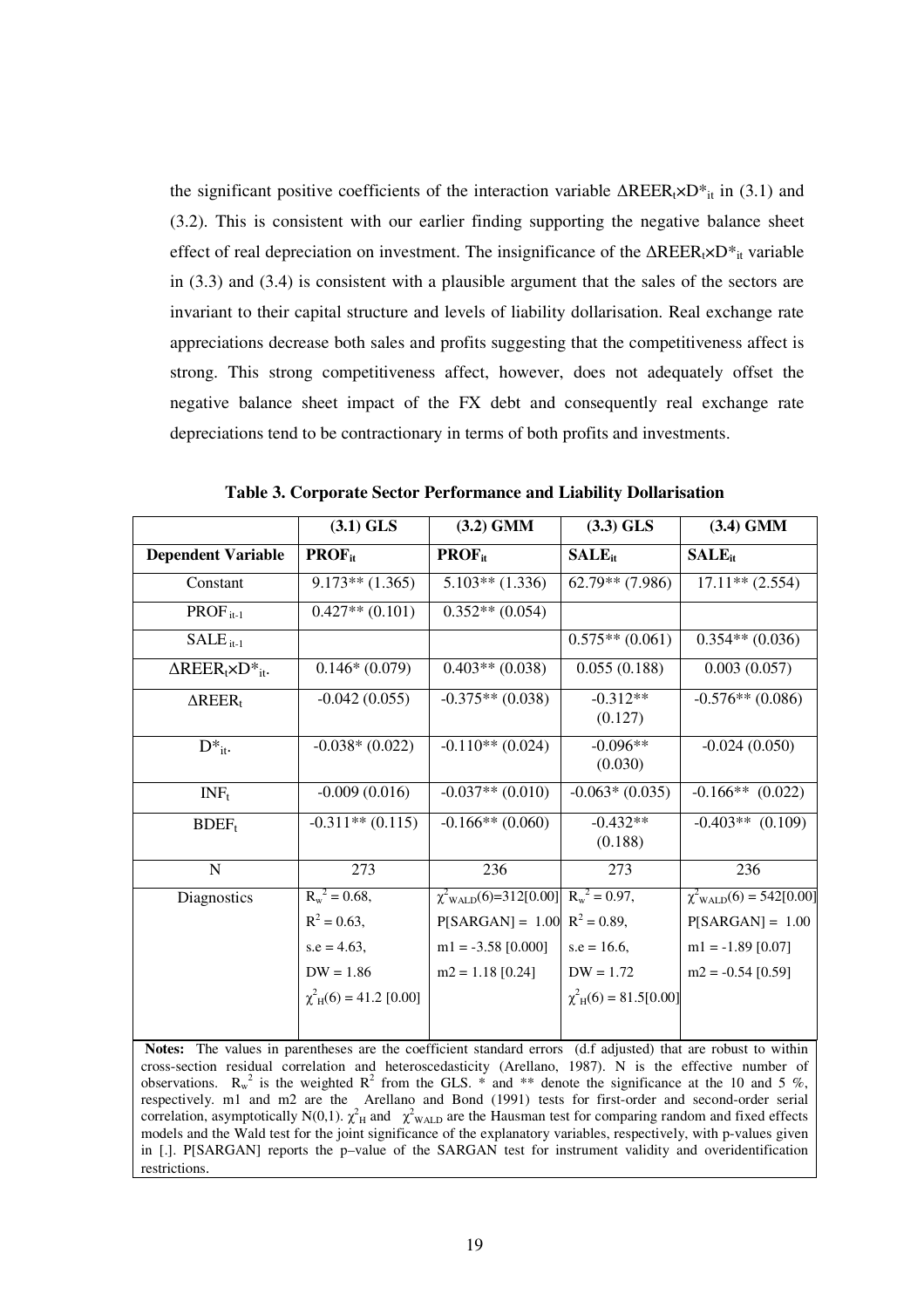the significant positive coefficients of the interaction variable $\Delta REER_t \times D^*_{it}$ in (3.1) and (3.2). This is consistent with our earlier finding supporting the negative balance sheet effect of real depreciation on investment. The insignificance of the $\Delta REER_t \times D^*_{it}$ variable in (3.3) and (3.4) is consistent with a plausible argument that the sales of the sectors are invariant to their capital structure and levels of liability dollarisation. Real exchange rate appreciations decrease both sales and profits suggesting that the competitiveness affect is strong. This strong competitiveness affect, however, does not adequately offset the negative balance sheet impact of the FX debt and consequently real exchange rate depreciations tend to be contractionary in terms of both profits and investments.

**Table 3. Corporate Sector Performance and Liability Dollarisation**

| | (3.1) GLS | (3.2) GMM | (3.3) GLS | (3.4) GMM |
|---|---|---|---|---|
| **Dependent Variable** | $PROF_{it}$ | $PROF_{it}$ | $SALE_{it}$ | $SALE_{it}$ |
| Constant | 9.173** (1.365) | 5.103** (1.336) | 62.79** (7.986) | 17.11** (2.554) |
| $PROF_{it-1}$ | 0.427** (0.101) | 0.352** (0.054) | | |
| $SALE_{it-1}$ | | | 0.575** (0.061) | 0.354** (0.036) |
| $\Delta REER_t \times D^*_{it}$. | 0.146* (0.079) | 0.403** (0.038) | 0.055 (0.188) | 0.003 (0.057) |
| $\Delta REER_t$ | -0.042 (0.055) | -0.375** (0.038) | -0.312** (0.127) | -0.576** (0.086) |
| $D^*_{it}$. | -0.038* (0.022) | -0.110** (0.024) | -0.096** (0.030) | -0.024 (0.050) |
| $INF_t$ | -0.009 (0.016) | -0.037** (0.010) | -0.063* (0.035) | -0.166** (0.022) |
| $BDEF_t$ | -0.311** (0.115) | -0.166** (0.060) | -0.432** (0.188) | -0.403** (0.109) |
| N | 273 | 236 | 273 | 236 |
| Diagnostics | $R_w^2 = 0.68$, $R^2 = 0.63$, s.e = 4.63, DW = 1.86, $\chi^2_H(6) = 41.2$ [0.00] | $\chi^2_{WALD}(6)=312$[0.00] P[SARGAN] = 1.00 m1 = -3.58 [0.000] m2 = 1.18 [0.24] | $R_w^2 = 0.97$, $R^2 = 0.89$, s.e = 16.6, DW = 1.72 $\chi^2_H(6) = 81.5$[0.00] | $\chi^2_{WALD}(6) = 542$[0.00] P[SARGAN] = 1.00 m1 = -1.89 [0.07] m2 = -0.54 [0.59] |

**Notes:** The values in parentheses are the coefficient standard errors (d.f adjusted) that are robust to within cross-section residual correlation and heteroscedasticity (Arellano, 1987). N is the effective number of observations. $R_w^2$ is the weighted $R^2$ from the GLS. * and ** denote the significance at the 10 and 5 %, respectively. m1 and m2 are the Arellano and Bond (1991) tests for first-order and second-order serial correlation, asymptotically N(0,1). $\chi^2_H$ and $\chi^2_{WALD}$ are the Hausman test for comparing random and fixed effects models and the Wald test for the joint significance of the explanatory variables, respectively, with p-values given in [.]. P[SARGAN] reports the p–value of the SARGAN test for instrument validity and overidentification restrictions.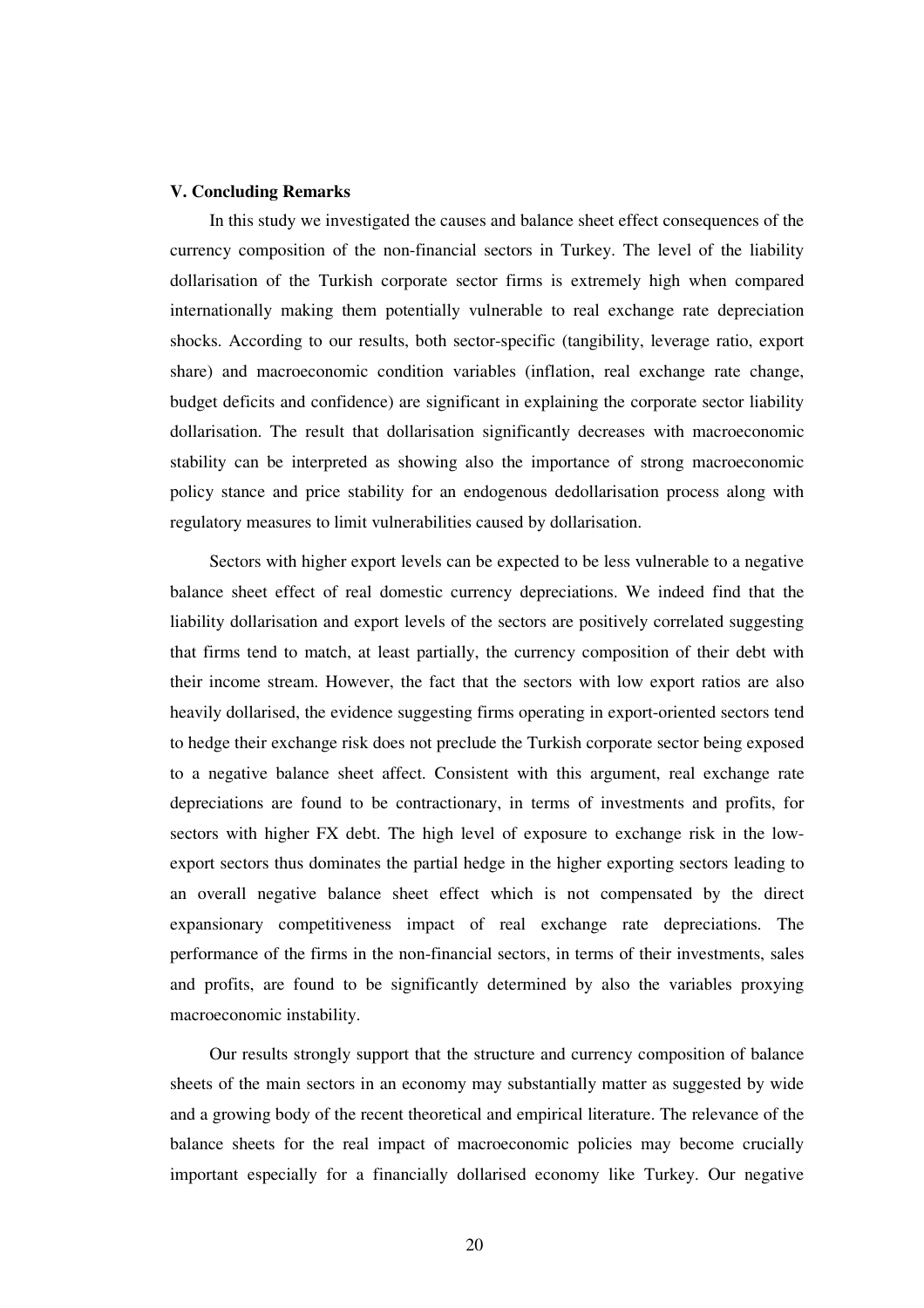### V. Concluding Remarks

In this study we investigated the causes and balance sheet effect consequences of the currency composition of the non-financial sectors in Turkey. The level of the liability dollarisation of the Turkish corporate sector firms is extremely high when compared internationally making them potentially vulnerable to real exchange rate depreciation shocks. According to our results, both sector-specific (tangibility, leverage ratio, export share) and macroeconomic condition variables (inflation, real exchange rate change, budget deficits and confidence) are significant in explaining the corporate sector liability dollarisation. The result that dollarisation significantly decreases with macroeconomic stability can be interpreted as showing also the importance of strong macroeconomic policy stance and price stability for an endogenous dedollarisation process along with regulatory measures to limit vulnerabilities caused by dollarisation.

Sectors with higher export levels can be expected to be less vulnerable to a negative balance sheet effect of real domestic currency depreciations. We indeed find that the liability dollarisation and export levels of the sectors are positively correlated suggesting that firms tend to match, at least partially, the currency composition of their debt with their income stream. However, the fact that the sectors with low export ratios are also heavily dollarised, the evidence suggesting firms operating in export-oriented sectors tend to hedge their exchange risk does not preclude the Turkish corporate sector being exposed to a negative balance sheet affect. Consistent with this argument, real exchange rate depreciations are found to be contractionary, in terms of investments and profits, for sectors with higher FX debt. The high level of exposure to exchange risk in the low-export sectors thus dominates the partial hedge in the higher exporting sectors leading to an overall negative balance sheet effect which is not compensated by the direct expansionary competitiveness impact of real exchange rate depreciations. The performance of the firms in the non-financial sectors, in terms of their investments, sales and profits, are found to be significantly determined by also the variables proxying macroeconomic instability.

Our results strongly support that the structure and currency composition of balance sheets of the main sectors in an economy may substantially matter as suggested by wide and a growing body of the recent theoretical and empirical literature. The relevance of the balance sheets for the real impact of macroeconomic policies may become crucially important especially for a financially dollarised economy like Turkey. Our negative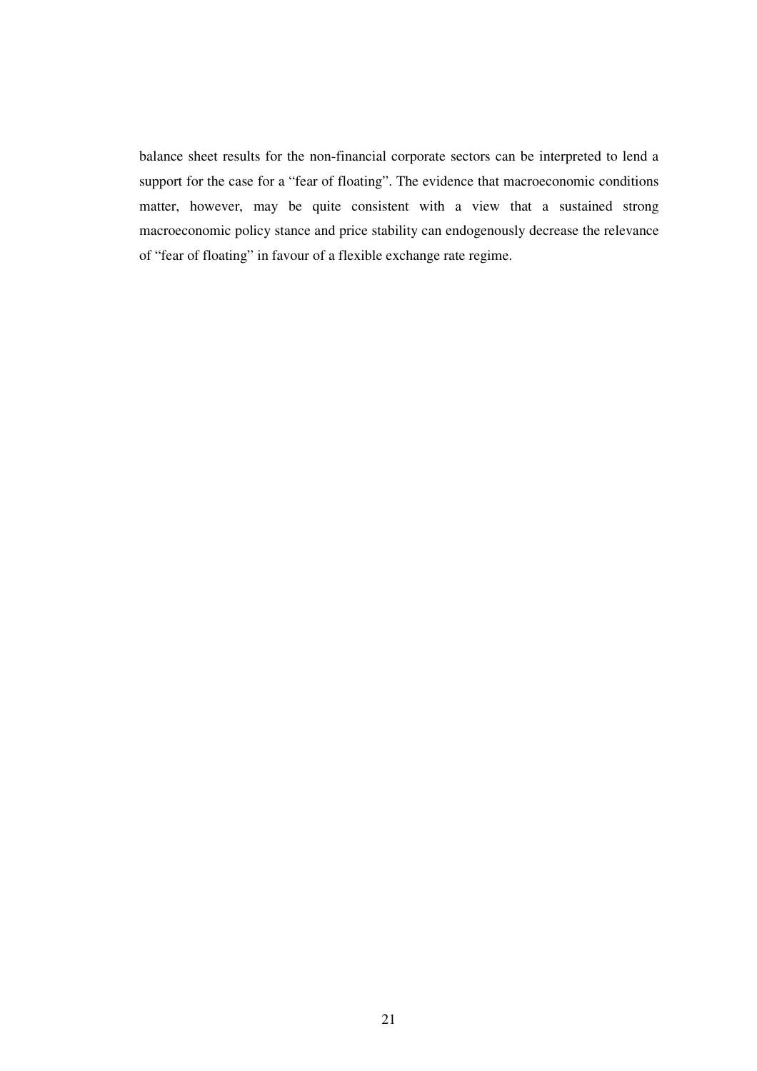balance sheet results for the non-financial corporate sectors can be interpreted to lend a support for the case for a "fear of floating". The evidence that macroeconomic conditions matter, however, may be quite consistent with a view that a sustained strong macroeconomic policy stance and price stability can endogenously decrease the relevance of "fear of floating" in favour of a flexible exchange rate regime.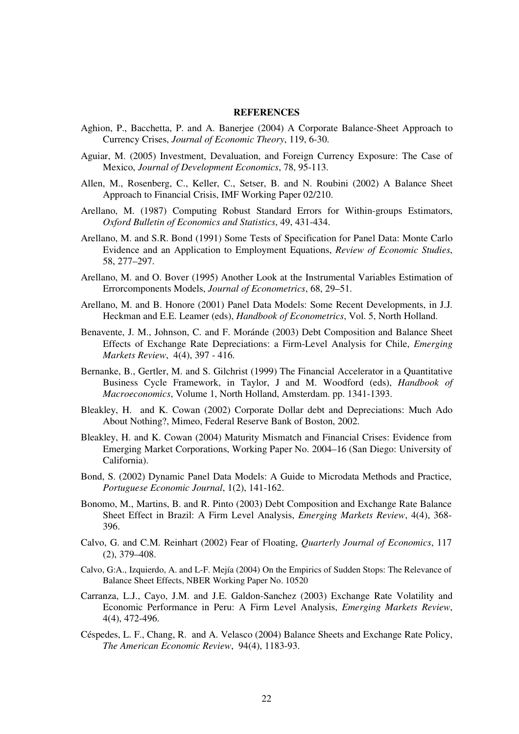# REFERENCES

Aghion, P., Bacchetta, P. and A. Banerjee (2004) A Corporate Balance-Sheet Approach to Currency Crises, *Journal of Economic Theory*, 119, 6-30.

Aguiar, M. (2005) Investment, Devaluation, and Foreign Currency Exposure: The Case of Mexico, *Journal of Development Economics*, 78, 95-113.

Allen, M., Rosenberg, C., Keller, C., Setser, B. and N. Roubini (2002) A Balance Sheet Approach to Financial Crisis, IMF Working Paper 02/210.

Arellano, M. (1987) Computing Robust Standard Errors for Within-groups Estimators, *Oxford Bulletin of Economics and Statistics*, 49, 431-434.

Arellano, M. and S.R. Bond (1991) Some Tests of Specification for Panel Data: Monte Carlo Evidence and an Application to Employment Equations, *Review of Economic Studies*, 58, 277–297.

Arellano, M. and O. Bover (1995) Another Look at the Instrumental Variables Estimation of Errorcomponents Models, *Journal of Econometrics*, 68, 29–51.

Arellano, M. and B. Honore (2001) Panel Data Models: Some Recent Developments, in J.J. Heckman and E.E. Leamer (eds), *Handbook of Econometrics*, Vol. 5, North Holland.

Benavente, J. M., Johnson, C. and F. Moránde (2003) Debt Composition and Balance Sheet Effects of Exchange Rate Depreciations: a Firm-Level Analysis for Chile, *Emerging Markets Review*, 4(4), 397 - 416.

Bernanke, B., Gertler, M. and S. Gilchrist (1999) The Financial Accelerator in a Quantitative Business Cycle Framework, in Taylor, J and M. Woodford (eds), *Handbook of Macroeconomics*, Volume 1, North Holland, Amsterdam. pp. 1341-1393.

Bleakley, H. and K. Cowan (2002) Corporate Dollar debt and Depreciations: Much Ado About Nothing?, Mimeo, Federal Reserve Bank of Boston, 2002.

Bleakley, H. and K. Cowan (2004) Maturity Mismatch and Financial Crises: Evidence from Emerging Market Corporations, Working Paper No. 2004–16 (San Diego: University of California).

Bond, S. (2002) Dynamic Panel Data Models: A Guide to Microdata Methods and Practice, *Portuguese Economic Journal*, 1(2), 141-162.

Bonomo, M., Martins, B. and R. Pinto (2003) Debt Composition and Exchange Rate Balance Sheet Effect in Brazil: A Firm Level Analysis, *Emerging Markets Review*, 4(4), 368-396.

Calvo, G. and C.M. Reinhart (2002) Fear of Floating, *Quarterly Journal of Economics*, 117 (2), 379–408.

Calvo, G:A., Izquierdo, A. and L-F. Mejía (2004) On the Empirics of Sudden Stops: The Relevance of Balance Sheet Effects, NBER Working Paper No. 10520

Carranza, L.J., Cayo, J.M. and J.E. Galdon-Sanchez (2003) Exchange Rate Volatility and Economic Performance in Peru: A Firm Level Analysis, *Emerging Markets Review*, 4(4), 472-496.

Céspedes, L. F., Chang, R. and A. Velasco (2004) Balance Sheets and Exchange Rate Policy, *The American Economic Review*, 94(4), 1183-93.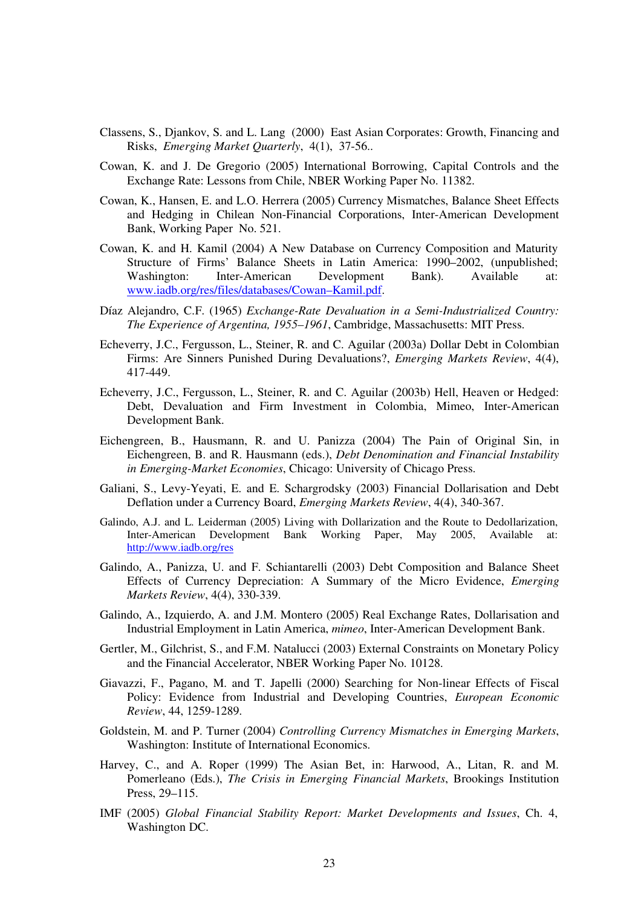Classens, S., Djankov, S. and L. Lang (2000) East Asian Corporates: Growth, Financing and Risks, *Emerging Market Quarterly*, 4(1), 37-56..

Cowan, K. and J. De Gregorio (2005) International Borrowing, Capital Controls and the Exchange Rate: Lessons from Chile, NBER Working Paper No. 11382.

Cowan, K., Hansen, E. and L.O. Herrera (2005) Currency Mismatches, Balance Sheet Effects and Hedging in Chilean Non-Financial Corporations, Inter-American Development Bank, Working Paper No. 521.

Cowan, K. and H. Kamil (2004) A New Database on Currency Composition and Maturity Structure of Firms' Balance Sheets in Latin America: 1990–2002, (unpublished; Washington: Inter-American Development Bank). Available at: www.iadb.org/res/files/databases/Cowan–Kamil.pdf.

Díaz Alejandro, C.F. (1965) *Exchange-Rate Devaluation in a Semi-Industrialized Country: The Experience of Argentina, 1955–1961*, Cambridge, Massachusetts: MIT Press.

Echeverry, J.C., Fergusson, L., Steiner, R. and C. Aguilar (2003a) Dollar Debt in Colombian Firms: Are Sinners Punished During Devaluations?, *Emerging Markets Review*, 4(4), 417-449.

Echeverry, J.C., Fergusson, L., Steiner, R. and C. Aguilar (2003b) Hell, Heaven or Hedged: Debt, Devaluation and Firm Investment in Colombia, Mimeo, Inter-American Development Bank.

Eichengreen, B., Hausmann, R. and U. Panizza (2004) The Pain of Original Sin, in Eichengreen, B. and R. Hausmann (eds.), *Debt Denomination and Financial Instability in Emerging-Market Economies*, Chicago: University of Chicago Press.

Galiani, S., Levy-Yeyati, E. and E. Schargrodsky (2003) Financial Dollarisation and Debt Deflation under a Currency Board, *Emerging Markets Review*, 4(4), 340-367.

Galindo, A.J. and L. Leiderman (2005) Living with Dollarization and the Route to Dedollarization, Inter-American Development Bank Working Paper, May 2005, Available at: http://www.iadb.org/res

Galindo, A., Panizza, U. and F. Schiantarelli (2003) Debt Composition and Balance Sheet Effects of Currency Depreciation: A Summary of the Micro Evidence, *Emerging Markets Review*, 4(4), 330-339.

Galindo, A., Izquierdo, A. and J.M. Montero (2005) Real Exchange Rates, Dollarisation and Industrial Employment in Latin America, *mimeo*, Inter-American Development Bank.

Gertler, M., Gilchrist, S., and F.M. Natalucci (2003) External Constraints on Monetary Policy and the Financial Accelerator, NBER Working Paper No. 10128.

Giavazzi, F., Pagano, M. and T. Japelli (2000) Searching for Non-linear Effects of Fiscal Policy: Evidence from Industrial and Developing Countries, *European Economic Review*, 44, 1259-1289.

Goldstein, M. and P. Turner (2004) *Controlling Currency Mismatches in Emerging Markets*, Washington: Institute of International Economics.

Harvey, C., and A. Roper (1999) The Asian Bet, in: Harwood, A., Litan, R. and M. Pomerleano (Eds.), *The Crisis in Emerging Financial Markets*, Brookings Institution Press, 29–115.

IMF (2005) *Global Financial Stability Report: Market Developments and Issues*, Ch. 4, Washington DC.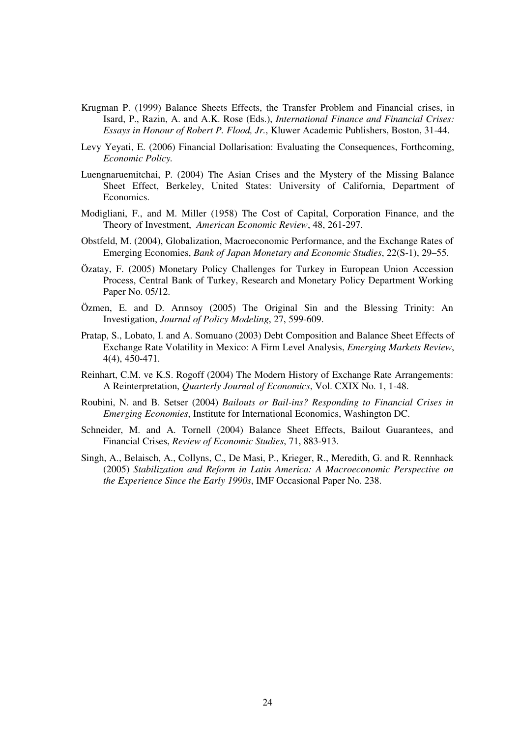Krugman P. (1999) Balance Sheets Effects, the Transfer Problem and Financial crises, in Isard, P., Razin, A. and A.K. Rose (Eds.), *International Finance and Financial Crises: Essays in Honour of Robert P. Flood, Jr.*, Kluwer Academic Publishers, Boston, 31-44.

Levy Yeyati, E. (2006) Financial Dollarisation: Evaluating the Consequences, Forthcoming, *Economic Policy.*

Luengnaruemitchai, P. (2004) The Asian Crises and the Mystery of the Missing Balance Sheet Effect, Berkeley, United States: University of California, Department of Economics.

Modigliani, F., and M. Miller (1958) The Cost of Capital, Corporation Finance, and the Theory of Investment, *American Economic Review*, 48, 261-297.

Obstfeld, M. (2004), Globalization, Macroeconomic Performance, and the Exchange Rates of Emerging Economies, *Bank of Japan Monetary and Economic Studies*, 22(S-1), 29–55.

Özatay, F. (2005) Monetary Policy Challenges for Turkey in European Union Accession Process, Central Bank of Turkey, Research and Monetary Policy Department Working Paper No. 05/12.

Özmen, E. and D. Arınsoy (2005) The Original Sin and the Blessing Trinity: An Investigation, *Journal of Policy Modeling*, 27, 599-609.

Pratap, S., Lobato, I. and A. Somuano (2003) Debt Composition and Balance Sheet Effects of Exchange Rate Volatility in Mexico: A Firm Level Analysis, *Emerging Markets Review*, 4(4), 450-471.

Reinhart, C.M. ve K.S. Rogoff (2004) The Modern History of Exchange Rate Arrangements: A Reinterpretation, *Quarterly Journal of Economics*, Vol. CXIX No. 1, 1-48.

Roubini, N. and B. Setser (2004) *Bailouts or Bail-ins? Responding to Financial Crises in Emerging Economies*, Institute for International Economics, Washington DC.

Schneider, M. and A. Tornell (2004) Balance Sheet Effects, Bailout Guarantees, and Financial Crises, *Review of Economic Studies*, 71, 883-913.

Singh, A., Belaisch, A., Collyns, C., De Masi, P., Krieger, R., Meredith, G. and R. Rennhack (2005) *Stabilization and Reform in Latin America: A Macroeconomic Perspective on the Experience Since the Early 1990s*, IMF Occasional Paper No. 238.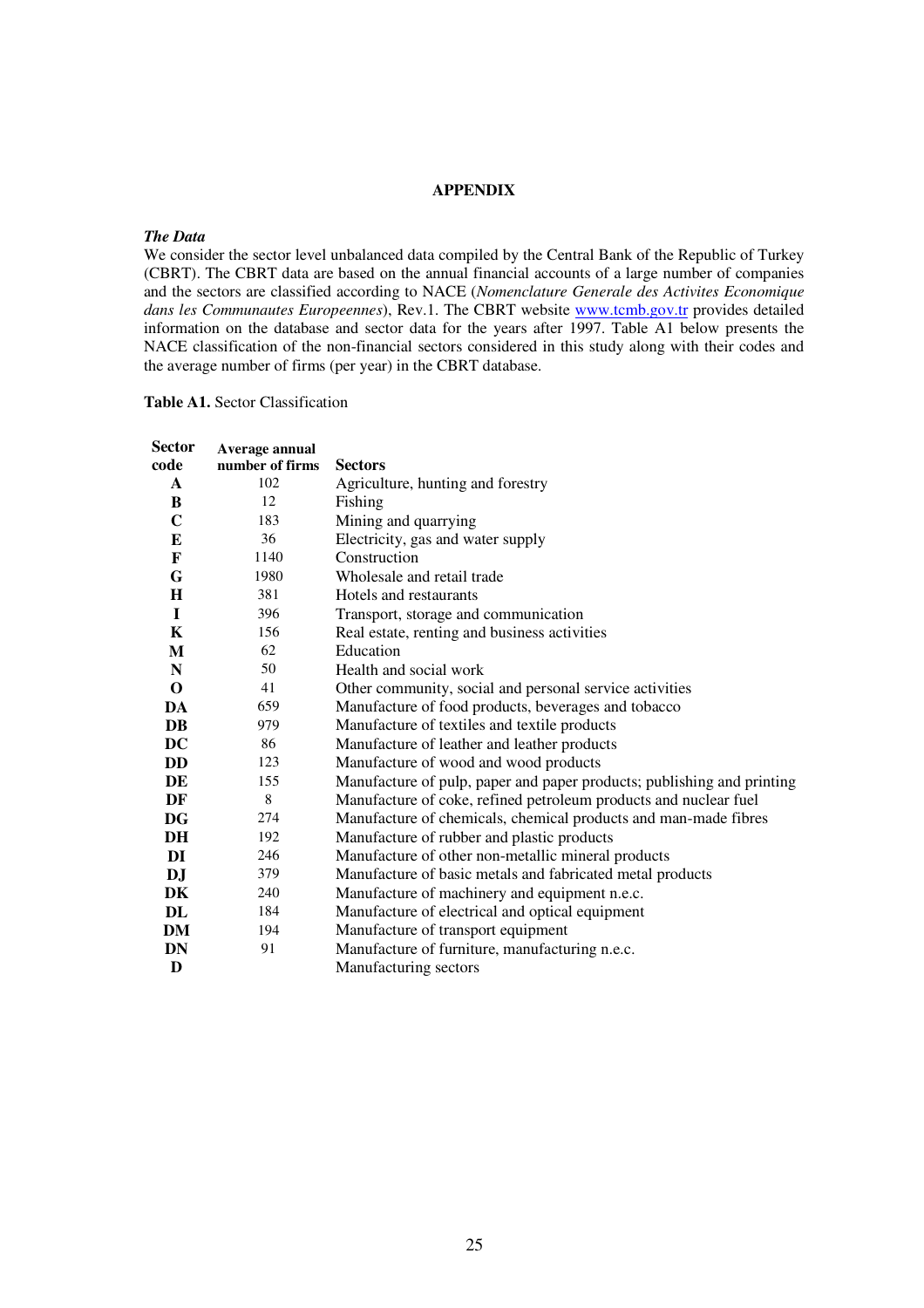# APPENDIX

### *The Data*

We consider the sector level unbalanced data compiled by the Central Bank of the Republic of Turkey (CBRT). The CBRT data are based on the annual financial accounts of a large number of companies and the sectors are classified according to NACE (*Nomenclature Generale des Activites Economique dans les Communautes Europeennes*), Rev.1. The CBRT website www.tcmb.gov.tr provides detailed information on the database and sector data for the years after 1997. Table A1 below presents the NACE classification of the non-financial sectors considered in this study along with their codes and the average number of firms (per year) in the CBRT database.

**Table A1.** Sector Classification

| Sector code | Average annual number of firms | Sectors |
|---|---|---|
| **A** | 102 | Agriculture, hunting and forestry |
| **B** | 12 | Fishing |
| **C** | 183 | Mining and quarrying |
| **E** | 36 | Electricity, gas and water supply |
| **F** | 1140 | Construction |
| **G** | 1980 | Wholesale and retail trade |
| **H** | 381 | Hotels and restaurants |
| **I** | 396 | Transport, storage and communication |
| **K** | 156 | Real estate, renting and business activities |
| **M** | 62 | Education |
| **N** | 50 | Health and social work |
| **O** | 41 | Other community, social and personal service activities |
| **DA** | 659 | Manufacture of food products, beverages and tobacco |
| **DB** | 979 | Manufacture of textiles and textile products |
| **DC** | 86 | Manufacture of leather and leather products |
| **DD** | 123 | Manufacture of wood and wood products |
| **DE** | 155 | Manufacture of pulp, paper and paper products; publishing and printing |
| **DF** | 8 | Manufacture of coke, refined petroleum products and nuclear fuel |
| **DG** | 274 | Manufacture of chemicals, chemical products and man-made fibres |
| **DH** | 192 | Manufacture of rubber and plastic products |
| **DI** | 246 | Manufacture of other non-metallic mineral products |
| **DJ** | 379 | Manufacture of basic metals and fabricated metal products |
| **DK** | 240 | Manufacture of machinery and equipment n.e.c. |
| **DL** | 184 | Manufacture of electrical and optical equipment |
| **DM** | 194 | Manufacture of transport equipment |
| **DN** | 91 | Manufacture of furniture, manufacturing n.e.c. |
| **D** | | Manufacturing sectors |